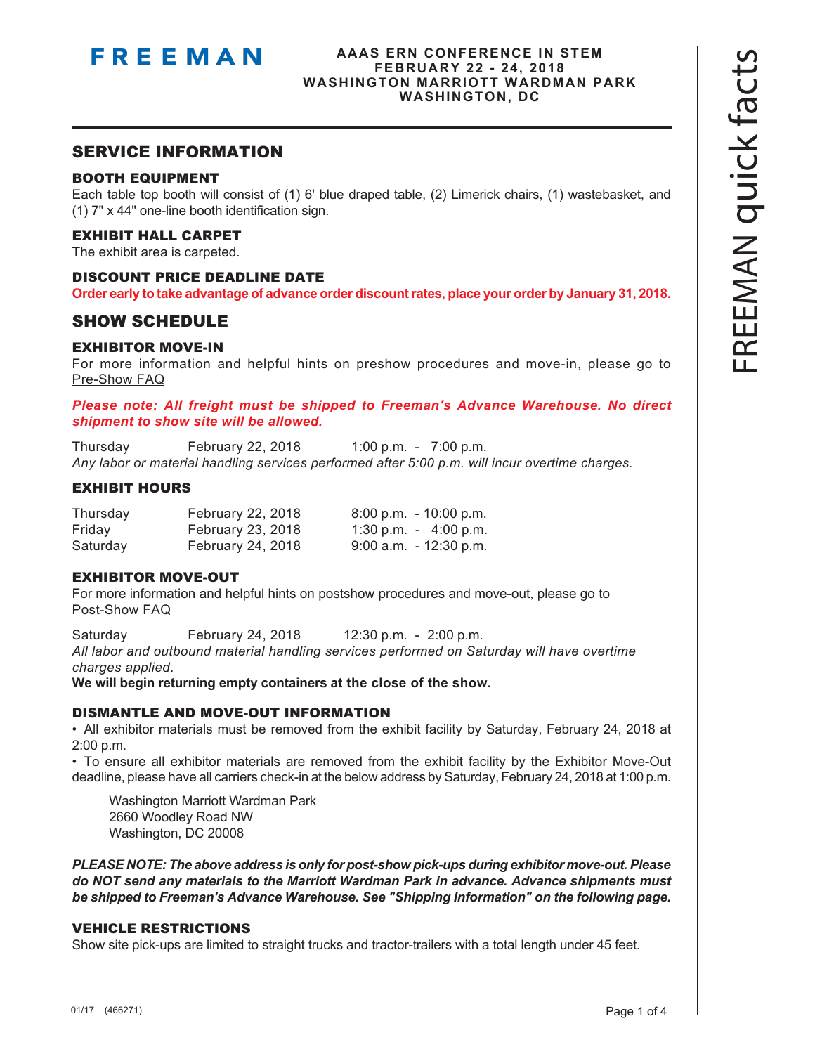FREEMAN

**AAAS ERN CONFERENCE IN STEM**
**FEBRUARY 22 - 24, 2018**
**WASHINGTON MARRIOTT WARDMAN PARK**
**WASHINGTON, DC**

FREEMAN quick facts

## SERVICE INFORMATION

### BOOTH EQUIPMENT

Each table top booth will consist of (1) 6' blue draped table, (2) Limerick chairs, (1) wastebasket, and (1) 7" x 44" one-line booth identification sign.

### EXHIBIT HALL CARPET

The exhibit area is carpeted.

### DISCOUNT PRICE DEADLINE DATE

**Order early to take advantage of advance order discount rates, place your order by January 31, 2018.**

## SHOW SCHEDULE

### EXHIBITOR MOVE-IN

For more information and helpful hints on preshow procedures and move-in, please go to Pre-Show FAQ

***Please note: All freight must be shipped to Freeman's Advance Warehouse. No direct shipment to show site will be allowed.***

| | | |
|---|---|---|
| Thursday | February 22, 2018 | 1:00 p.m. - 7:00 p.m. |

*Any labor or material handling services performed after 5:00 p.m. will incur overtime charges.*

### EXHIBIT HOURS

| | | |
|---|---|---|
| Thursday | February 22, 2018 | 8:00 p.m. - 10:00 p.m. |
| Friday | February 23, 2018 | 1:30 p.m. - 4:00 p.m. |
| Saturday | February 24, 2018 | 9:00 a.m. - 12:30 p.m. |

### EXHIBITOR MOVE-OUT

For more information and helpful hints on postshow procedures and move-out, please go to Post-Show FAQ

| | | |
|---|---|---|
| Saturday | February 24, 2018 | 12:30 p.m. - 2:00 p.m. |

*All labor and outbound material handling services performed on Saturday will have overtime charges applied.*

**We will begin returning empty containers at the close of the show.**

### DISMANTLE AND MOVE-OUT INFORMATION

- All exhibitor materials must be removed from the exhibit facility by Saturday, February 24, 2018 at 2:00 p.m.
- To ensure all exhibitor materials are removed from the exhibit facility by the Exhibitor Move-Out deadline, please have all carriers check-in at the below address by Saturday, February 24, 2018 at 1:00 p.m.

Washington Marriott Wardman Park
2660 Woodley Road NW
Washington, DC 20008

***PLEASE NOTE: The above address is only for post-show pick-ups during exhibitor move-out. Please do NOT send any materials to the Marriott Wardman Park in advance. Advance shipments must be shipped to Freeman's Advance Warehouse. See "Shipping Information" on the following page.***

### VEHICLE RESTRICTIONS

Show site pick-ups are limited to straight trucks and tractor-trailers with a total length under 45 feet.

01/17 (466271)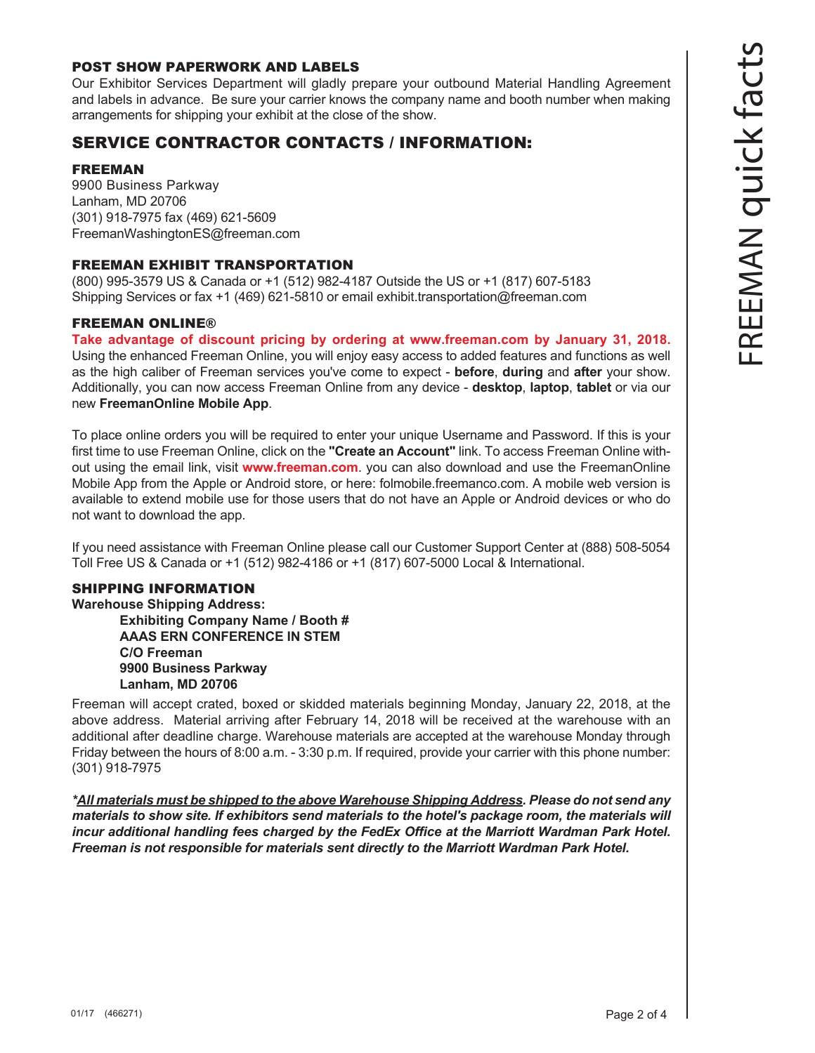### POST SHOW PAPERWORK AND LABELS

Our Exhibitor Services Department will gladly prepare your outbound Material Handling Agreement and labels in advance. Be sure your carrier knows the company name and booth number when making arrangements for shipping your exhibit at the close of the show.

## SERVICE CONTRACTOR CONTACTS / INFORMATION:

### FREEMAN

9900 Business Parkway
Lanham, MD 20706
(301) 918-7975 fax (469) 621-5609
FreemanWashingtonES@freeman.com

### FREEMAN EXHIBIT TRANSPORTATION

(800) 995-3579 US & Canada or +1 (512) 982-4187 Outside the US or +1 (817) 607-5183 Shipping Services or fax +1 (469) 621-5810 or email exhibit.transportation@freeman.com

### FREEMAN ONLINE®

**Take advantage of discount pricing by ordering at www.freeman.com by January 31, 2018.** Using the enhanced Freeman Online, you will enjoy easy access to added features and functions as well as the high caliber of Freeman services you've come to expect - **before**, **during** and **after** your show. Additionally, you can now access Freeman Online from any device - **desktop**, **laptop**, **tablet** or via our new **FreemanOnline Mobile App**.

To place online orders you will be required to enter your unique Username and Password. If this is your first time to use Freeman Online, click on the **"Create an Account"** link. To access Freeman Online without using the email link, visit **www.freeman.com**. you can also download and use the FreemanOnline Mobile App from the Apple or Android store, or here: folmobile.freemanco.com. A mobile web version is available to extend mobile use for those users that do not have an Apple or Android devices or who do not want to download the app.

If you need assistance with Freeman Online please call our Customer Support Center at (888) 508-5054 Toll Free US & Canada or +1 (512) 982-4186 or +1 (817) 607-5000 Local & International.

### SHIPPING INFORMATION

**Warehouse Shipping Address:**

> **Exhibiting Company Name / Booth #**
> **AAAS ERN CONFERENCE IN STEM**
> **C/O Freeman**
> **9900 Business Parkway**
> **Lanham, MD 20706**

Freeman will accept crated, boxed or skidded materials beginning Monday, January 22, 2018, at the above address. Material arriving after February 14, 2018 will be received at the warehouse with an additional after deadline charge. Warehouse materials are accepted at the warehouse Monday through Friday between the hours of 8:00 a.m. - 3:30 p.m. If required, provide your carrier with this phone number: (301) 918-7975

***<u>All materials must be shipped to the above Warehouse Shipping Address</u>. Please do not send any materials to show site. If exhibitors send materials to the hotel's package room, the materials will incur additional handling fees charged by the FedEx Office at the Marriott Wardman Park Hotel. Freeman is not responsible for materials sent directly to the Marriott Wardman Park Hotel.***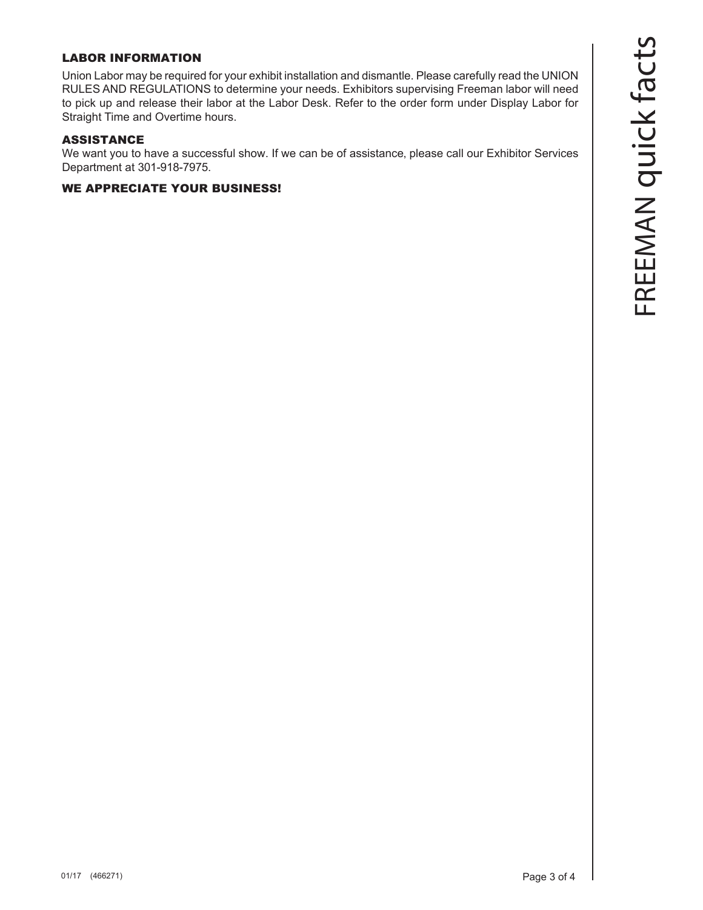## LABOR INFORMATION

Union Labor may be required for your exhibit installation and dismantle. Please carefully read the UNION RULES AND REGULATIONS to determine your needs. Exhibitors supervising Freeman labor will need to pick up and release their labor at the Labor Desk. Refer to the order form under Display Labor for Straight Time and Overtime hours.

## ASSISTANCE

We want you to have a successful show. If we can be of assistance, please call our Exhibitor Services Department at 301-918-7975.

## WE APPRECIATE YOUR BUSINESS!

01/17 (466271)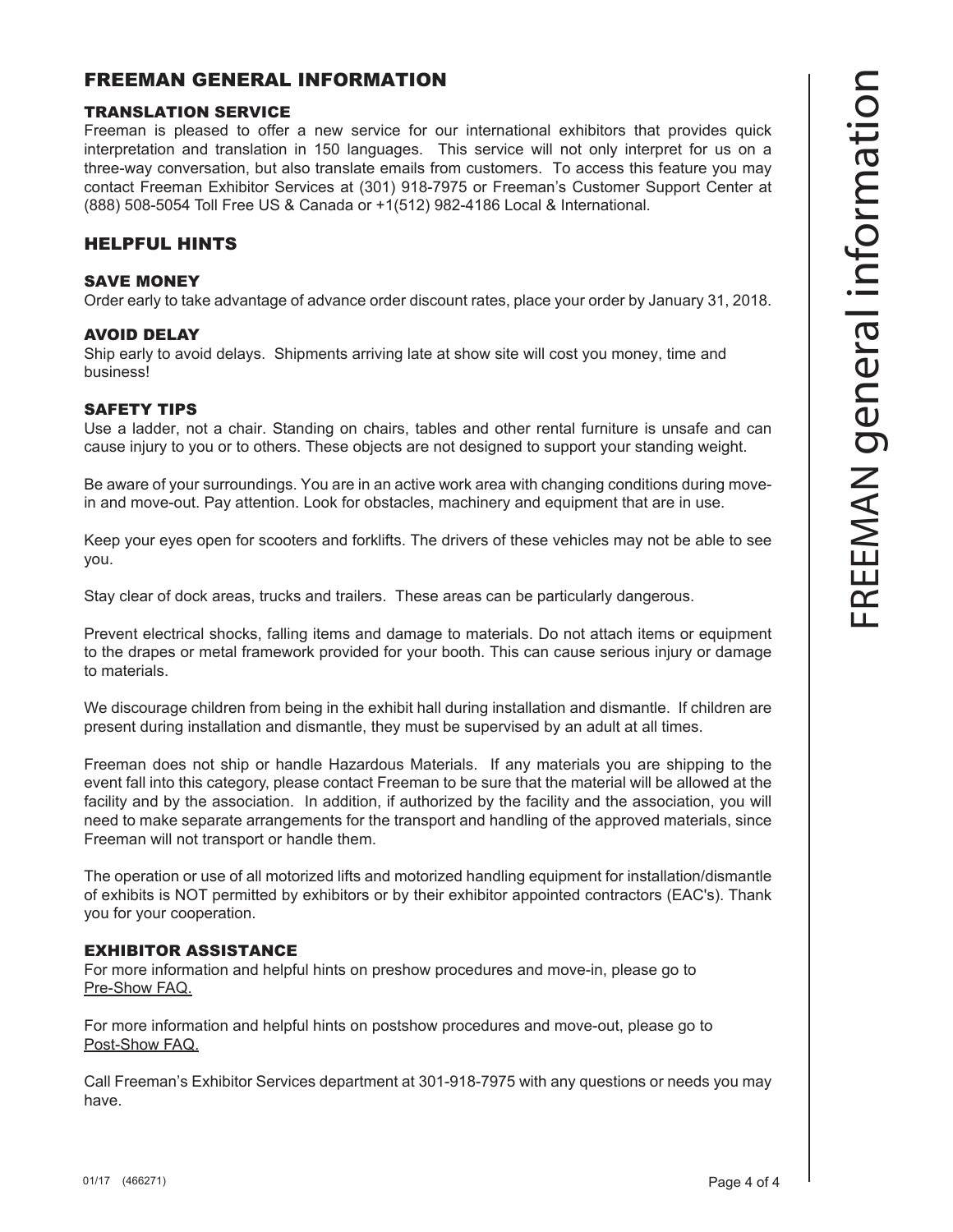# FREEMAN GENERAL INFORMATION

## TRANSLATION SERVICE

Freeman is pleased to offer a new service for our international exhibitors that provides quick interpretation and translation in 150 languages. This service will not only interpret for us on a three-way conversation, but also translate emails from customers. To access this feature you may contact Freeman Exhibitor Services at (301) 918-7975 or Freeman's Customer Support Center at (888) 508-5054 Toll Free US & Canada or +1(512) 982-4186 Local & International.

# HELPFUL HINTS

## SAVE MONEY

Order early to take advantage of advance order discount rates, place your order by January 31, 2018.

## AVOID DELAY

Ship early to avoid delays. Shipments arriving late at show site will cost you money, time and business!

## SAFETY TIPS

Use a ladder, not a chair. Standing on chairs, tables and other rental furniture is unsafe and can cause injury to you or to others. These objects are not designed to support your standing weight.

Be aware of your surroundings. You are in an active work area with changing conditions during move-in and move-out. Pay attention. Look for obstacles, machinery and equipment that are in use.

Keep your eyes open for scooters and forklifts. The drivers of these vehicles may not be able to see you.

Stay clear of dock areas, trucks and trailers. These areas can be particularly dangerous.

Prevent electrical shocks, falling items and damage to materials. Do not attach items or equipment to the drapes or metal framework provided for your booth. This can cause serious injury or damage to materials.

We discourage children from being in the exhibit hall during installation and dismantle. If children are present during installation and dismantle, they must be supervised by an adult at all times.

Freeman does not ship or handle Hazardous Materials. If any materials you are shipping to the event fall into this category, please contact Freeman to be sure that the material will be allowed at the facility and by the association. In addition, if authorized by the facility and the association, you will need to make separate arrangements for the transport and handling of the approved materials, since Freeman will not transport or handle them.

The operation or use of all motorized lifts and motorized handling equipment for installation/dismantle of exhibits is NOT permitted by exhibitors or by their exhibitor appointed contractors (EAC's). Thank you for your cooperation.

## EXHIBITOR ASSISTANCE

For more information and helpful hints on preshow procedures and move-in, please go to Pre-Show FAQ.

For more information and helpful hints on postshow procedures and move-out, please go to Post-Show FAQ.

Call Freeman's Exhibitor Services department at 301-918-7975 with any questions or needs you may have.

01/17 (466271)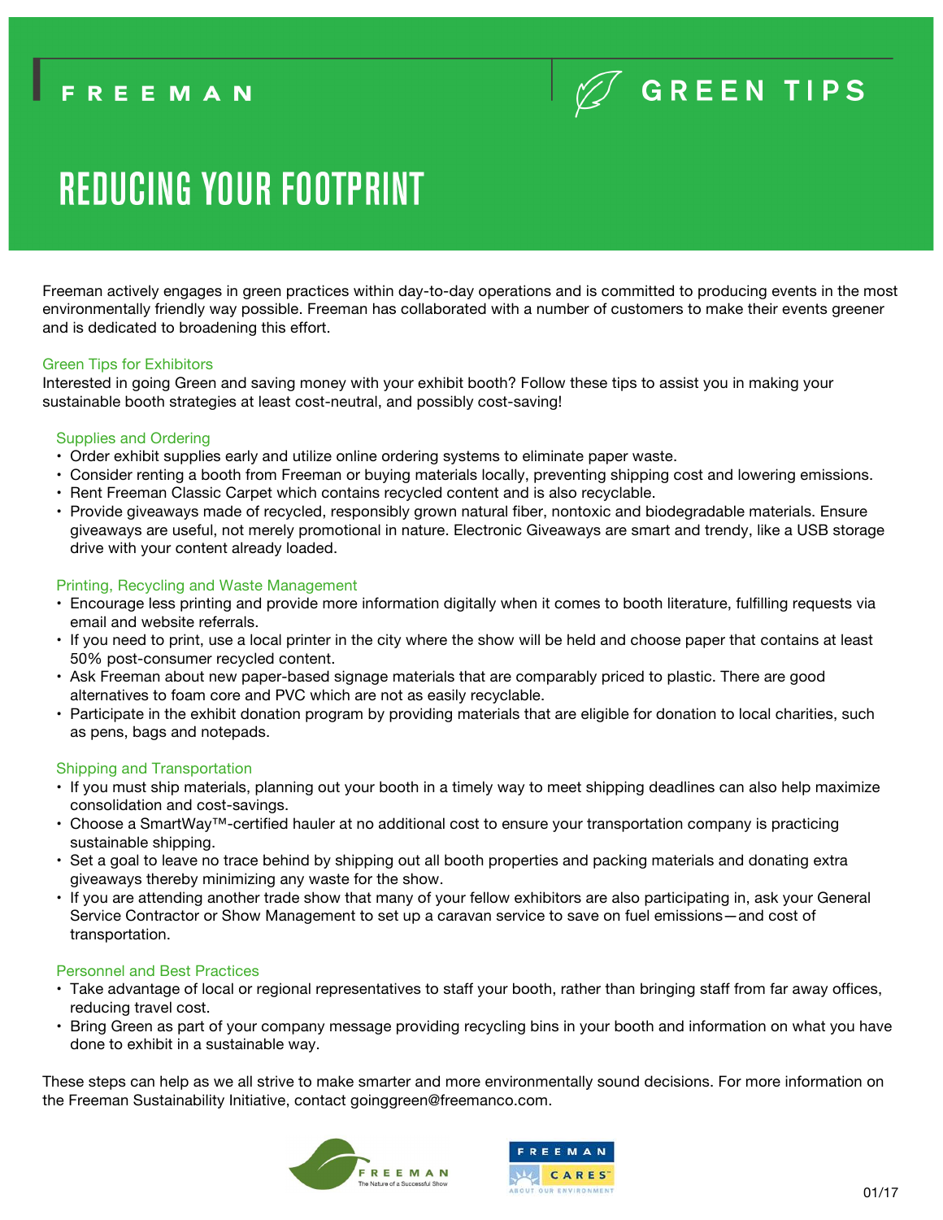FREEMAN

GREEN TIPS

# REDUCING YOUR FOOTPRINT

Freeman actively engages in green practices within day-to-day operations and is committed to producing events in the most environmentally friendly way possible. Freeman has collaborated with a number of customers to make their events greener and is dedicated to broadening this effort.

## Green Tips for Exhibitors

Interested in going Green and saving money with your exhibit booth? Follow these tips to assist you in making your sustainable booth strategies at least cost-neutral, and possibly cost-saving!

### Supplies and Ordering

- Order exhibit supplies early and utilize online ordering systems to eliminate paper waste.
- Consider renting a booth from Freeman or buying materials locally, preventing shipping cost and lowering emissions.
- Rent Freeman Classic Carpet which contains recycled content and is also recyclable.
- Provide giveaways made of recycled, responsibly grown natural fiber, nontoxic and biodegradable materials. Ensure giveaways are useful, not merely promotional in nature. Electronic Giveaways are smart and trendy, like a USB storage drive with your content already loaded.

### Printing, Recycling and Waste Management

- Encourage less printing and provide more information digitally when it comes to booth literature, fulfilling requests via email and website referrals.
- If you need to print, use a local printer in the city where the show will be held and choose paper that contains at least 50% post-consumer recycled content.
- Ask Freeman about new paper-based signage materials that are comparably priced to plastic. There are good alternatives to foam core and PVC which are not as easily recyclable.
- Participate in the exhibit donation program by providing materials that are eligible for donation to local charities, such as pens, bags and notepads.

### Shipping and Transportation

- If you must ship materials, planning out your booth in a timely way to meet shipping deadlines can also help maximize consolidation and cost-savings.
- Choose a SmartWay™-certified hauler at no additional cost to ensure your transportation company is practicing sustainable shipping.
- Set a goal to leave no trace behind by shipping out all booth properties and packing materials and donating extra giveaways thereby minimizing any waste for the show.
- If you are attending another trade show that many of your fellow exhibitors are also participating in, ask your General Service Contractor or Show Management to set up a caravan service to save on fuel emissions—and cost of transportation.

### Personnel and Best Practices

- Take advantage of local or regional representatives to staff your booth, rather than bringing staff from far away offices, reducing travel cost.
- Bring Green as part of your company message providing recycling bins in your booth and information on what you have done to exhibit in a sustainable way.

These steps can help as we all strive to make smarter and more environmentally sound decisions. For more information on the Freeman Sustainability Initiative, contact goinggreen@freemanco.com.

FREEMAN — The Nature of a Successful Show

FREEMAN CARES — ABOUT OUR ENVIRONMENT

01/17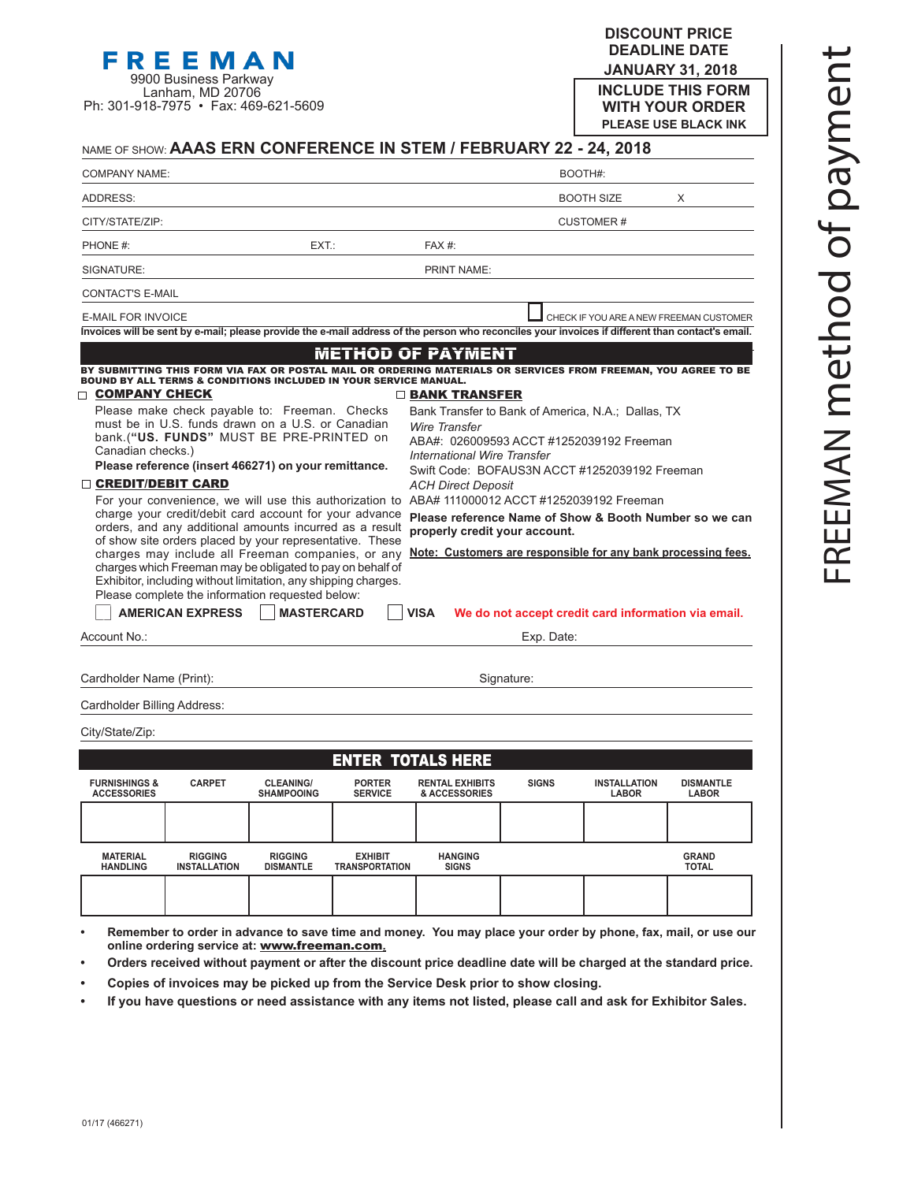**FREEMAN**
9900 Business Parkway
Lanham, MD 20706
Ph: 301-918-7975 • Fax: 469-621-5609

**DISCOUNT PRICE DEADLINE DATE**
**JANUARY 31, 2018**

**INCLUDE THIS FORM WITH YOUR ORDER**
**PLEASE USE BLACK INK**

# FREEMAN method of payment

NAME OF SHOW: **AAAS ERN CONFERENCE IN STEM / FEBRUARY 22 - 24, 2018**

COMPANY NAME: BOOTH#:

ADDRESS: BOOTH SIZE X

CITY/STATE/ZIP: CUSTOMER #

PHONE #: EXT.: FAX #:

SIGNATURE: PRINT NAME:

CONTACT'S E-MAIL

E-MAIL FOR INVOICE ☐ CHECK IF YOU ARE A NEW FREEMAN CUSTOMER

**Invoices will be sent by e-mail; please provide the e-mail address of the person who reconciles your invoices if different than contact's email.**

## METHOD OF PAYMENT

**BY SUBMITTING THIS FORM VIA FAX OR POSTAL MAIL OR ORDERING MATERIALS OR SERVICES FROM FREEMAN, YOU AGREE TO BE BOUND BY ALL TERMS & CONDITIONS INCLUDED IN YOUR SERVICE MANUAL.**

☐ **COMPANY CHECK**

Please make check payable to: Freeman. Checks must be in U.S. funds drawn on a U.S. or Canadian bank.(**"US. FUNDS"** MUST BE PRE-PRINTED on Canadian checks.)

**Please reference (insert 466271) on your remittance.**

☐ **CREDIT/DEBIT CARD**

For your convenience, we will use this authorization to charge your credit/debit card account for your advance orders, and any additional amounts incurred as a result of show site orders placed by your representative. These charges may include all Freeman companies, or any charges which Freeman may be obligated to pay on behalf of Exhibitor, including without limitation, any shipping charges. Please complete the information requested below:

☐ **BANK TRANSFER**

Bank Transfer to Bank of America, N.A.; Dallas, TX

*Wire Transfer*
ABA#: 026009593 ACCT #1252039192 Freeman

*International Wire Transfer*
Swift Code: BOFAUS3N ACCT #1252039192 Freeman

*ACH Direct Deposit*
ABA# 111000012 ACCT #1252039192 Freeman

**Please reference Name of Show & Booth Number so we can properly credit your account.**

**Note: Customers are responsible for any bank processing fees.**

☐ **AMERICAN EXPRESS** ☐ **MASTERCARD** ☐ **VISA** **We do not accept credit card information via email.**

Account No.: Exp. Date:

Cardholder Name (Print): Signature:

Cardholder Billing Address:

City/State/Zip:

## ENTER TOTALS HERE

| FURNISHINGS & ACCESSORIES | CARPET | CLEANING/ SHAMPOOING | PORTER SERVICE | RENTAL EXHIBITS & ACCESSORIES | SIGNS | INSTALLATION LABOR | DISMANTLE LABOR |
|---|---|---|---|---|---|---|---|
| | | | | | | | |
| **MATERIAL HANDLING** | **RIGGING INSTALLATION** | **RIGGING DISMANTLE** | **EXHIBIT TRANSPORTATION** | **HANGING SIGNS** | | | **GRAND TOTAL** |
| | | | | | | | |

- **Remember to order in advance to save time and money. You may place your order by phone, fax, mail, or use our online ordering service at: www.freeman.com.**
- **Orders received without payment or after the discount price deadline date will be charged at the standard price.**
- **Copies of invoices may be picked up from the Service Desk prior to show closing.**
- **If you have questions or need assistance with any items not listed, please call and ask for Exhibitor Sales.**

01/17 (466271)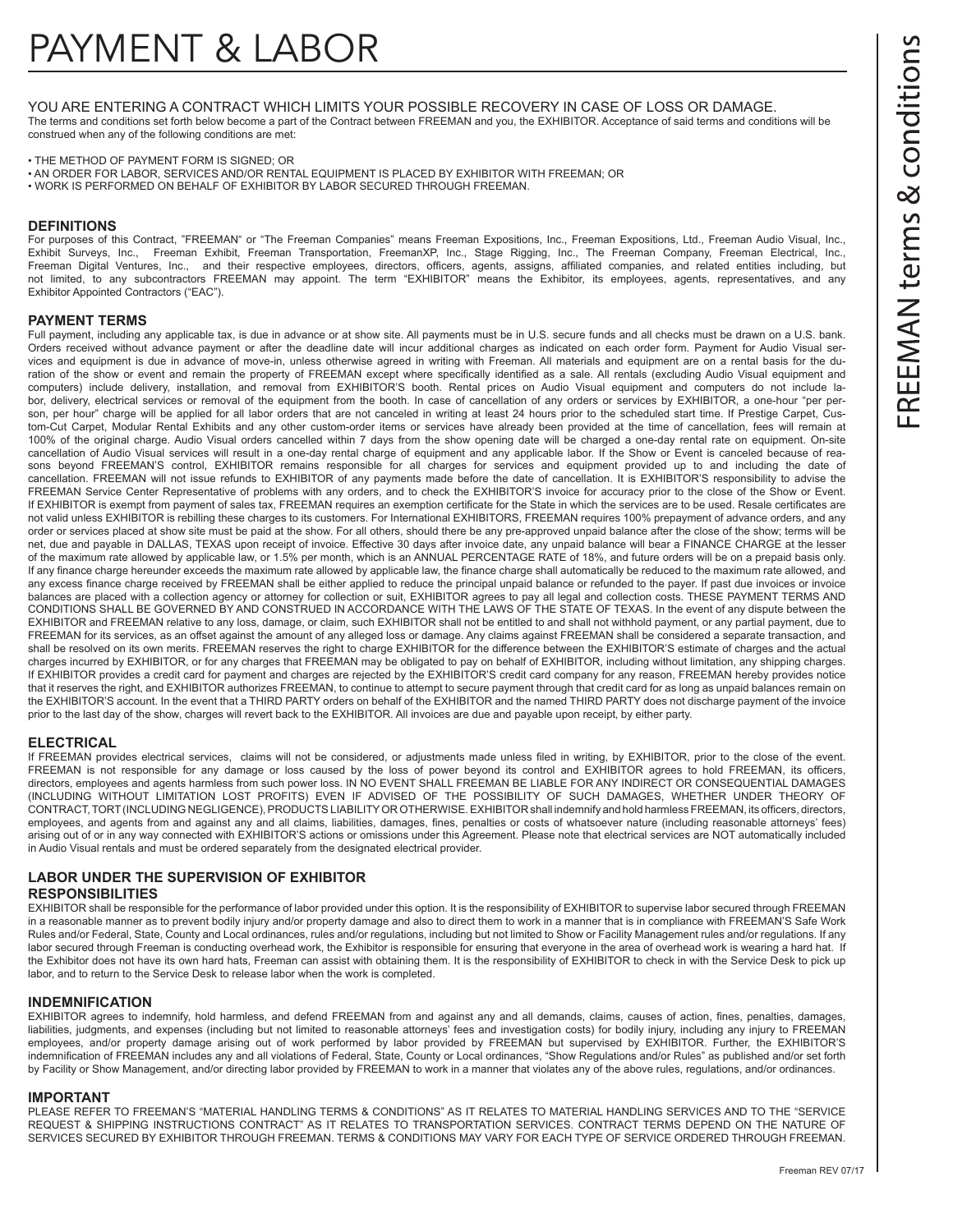# PAYMENT & LABOR

YOU ARE ENTERING A CONTRACT WHICH LIMITS YOUR POSSIBLE RECOVERY IN CASE OF LOSS OR DAMAGE.
The terms and conditions set forth below become a part of the Contract between FREEMAN and you, the EXHIBITOR. Acceptance of said terms and conditions will be construed when any of the following conditions are met:

- THE METHOD OF PAYMENT FORM IS SIGNED; OR
- AN ORDER FOR LABOR, SERVICES AND/OR RENTAL EQUIPMENT IS PLACED BY EXHIBITOR WITH FREEMAN; OR
- WORK IS PERFORMED ON BEHALF OF EXHIBITOR BY LABOR SECURED THROUGH FREEMAN.

## DEFINITIONS

For purposes of this Contract, "FREEMAN" or "The Freeman Companies" means Freeman Expositions, Inc., Freeman Expositions, Ltd., Freeman Audio Visual, Inc., Exhibit Surveys, Inc., Freeman Exhibit, Freeman Transportation, FreemanXP, Inc., Stage Rigging, Inc., The Freeman Company, Freeman Electrical, Inc., Freeman Digital Ventures, Inc., and their respective employees, directors, officers, agents, assigns, affiliated companies, and related entities including, but not limited, to any subcontractors FREEMAN may appoint. The term "EXHIBITOR" means the Exhibitor, its employees, agents, representatives, and any Exhibitor Appointed Contractors ("EAC").

## PAYMENT TERMS

Full payment, including any applicable tax, is due in advance or at show site. All payments must be in U.S. secure funds and all checks must be drawn on a U.S. bank. Orders received without advance payment or after the deadline date will incur additional charges as indicated on each order form. Payment for Audio Visual services and equipment is due in advance of move-in, unless otherwise agreed in writing with Freeman. All materials and equipment are on a rental basis for the duration of the show or event and remain the property of FREEMAN except where specifically identified as a sale. All rentals (excluding Audio Visual equipment and computers) include delivery, installation, and removal from EXHIBITOR'S booth. Rental prices on Audio Visual equipment and computers do not include labor, delivery, electrical services or removal of the equipment from the booth. In case of cancellation of any orders or services by EXHIBITOR, a one-hour "per person, per hour" charge will be applied for all labor orders that are not canceled in writing at least 24 hours prior to the scheduled start time. If Prestige Carpet, Custom-Cut Carpet, Modular Rental Exhibits and any other custom-order items or services have already been provided at the time of cancellation, fees will remain at 100% of the original charge. Audio Visual orders cancelled within 7 days from the show opening date will be charged a one-day rental rate on equipment. On-site cancellation of Audio Visual services will result in a one-day rental charge of equipment and any applicable labor. If the Show or Event is canceled because of reasons beyond FREEMAN'S control, EXHIBITOR remains responsible for all charges for services and equipment provided up to and including the date of cancellation. FREEMAN will not issue refunds to EXHIBITOR of any payments made before the date of cancellation. It is EXHIBITOR'S responsibility to advise the FREEMAN Service Center Representative of problems with any orders, and to check the EXHIBITOR'S invoice for accuracy prior to the close of the Show or Event. If EXHIBITOR is exempt from payment of sales tax, FREEMAN requires an exemption certificate for the State in which the services are to be used. Resale certificates are not valid unless EXHIBITOR is rebilling these charges to its customers. For International EXHIBITORS, FREEMAN requires 100% prepayment of advance orders, and any order or services placed at show site must be paid at the show. For all others, should there be any pre-approved unpaid balance after the close of the show; terms will be net, due and payable in DALLAS, TEXAS upon receipt of invoice. Effective 30 days after invoice date, any unpaid balance will bear a FINANCE CHARGE at the lesser of the maximum rate allowed by applicable law, or 1.5% per month, which is an ANNUAL PERCENTAGE RATE of 18%, and future orders will be on a prepaid basis only. If any finance charge hereunder exceeds the maximum rate allowed by applicable law, the finance charge shall automatically be reduced to the maximum rate allowed, and any excess finance charge received by FREEMAN shall be either applied to reduce the principal unpaid balance or refunded to the payer. If past due invoices or invoice balances are placed with a collection agency or attorney for collection or suit, EXHIBITOR agrees to pay all legal and collection costs. THESE PAYMENT TERMS AND CONDITIONS SHALL BE GOVERNED BY AND CONSTRUED IN ACCORDANCE WITH THE LAWS OF THE STATE OF TEXAS. In the event of any dispute between the EXHIBITOR and FREEMAN relative to any loss, damage, or claim, such EXHIBITOR shall not be entitled to and shall not withhold payment, or any partial payment, due to FREEMAN for its services, as an offset against the amount of any alleged loss or damage. Any claims against FREEMAN shall be considered a separate transaction, and shall be resolved on its own merits. FREEMAN reserves the right to charge EXHIBITOR for the difference between the EXHIBITOR'S estimate of charges and the actual charges incurred by EXHIBITOR, or for any charges that FREEMAN may be obligated to pay on behalf of EXHIBITOR, including without limitation, any shipping charges. If EXHIBITOR provides a credit card for payment and charges are rejected by the EXHIBITOR'S credit card company for any reason, FREEMAN hereby provides notice that it reserves the right, and EXHIBITOR authorizes FREEMAN, to continue to attempt to secure payment through that credit card for as long as unpaid balances remain on the EXHIBITOR'S account. In the event that a THIRD PARTY orders on behalf of the EXHIBITOR and the named THIRD PARTY does not discharge payment of the invoice prior to the last day of the show, charges will revert back to the EXHIBITOR. All invoices are due and payable upon receipt, by either party.

## ELECTRICAL

If FREEMAN provides electrical services, claims will not be considered, or adjustments made unless filed in writing, by EXHIBITOR, prior to the close of the event. FREEMAN is not responsible for any damage or loss caused by the loss of power beyond its control and EXHIBITOR agrees to hold FREEMAN, its officers, directors, employees and agents harmless from such power loss. IN NO EVENT SHALL FREEMAN BE LIABLE FOR ANY INDIRECT OR CONSEQUENTIAL DAMAGES (INCLUDING WITHOUT LIMITATION LOST PROFITS) EVEN IF ADVISED OF THE POSSIBILITY OF SUCH DAMAGES, WHETHER UNDER THEORY OF CONTRACT, TORT (INCLUDING NEGLIGENCE), PRODUCTS LIABILITY OR OTHERWISE. EXHIBITOR shall indemnify and hold harmless FREEMAN, its officers, directors, employees, and agents from and against any and all claims, liabilities, damages, fines, penalties or costs of whatsoever nature (including reasonable attorneys' fees) arising out of or in any way connected with EXHIBITOR'S actions or omissions under this Agreement. Please note that electrical services are NOT automatically included in Audio Visual rentals and must be ordered separately from the designated electrical provider.

## LABOR UNDER THE SUPERVISION OF EXHIBITOR

### RESPONSIBILITIES

EXHIBITOR shall be responsible for the performance of labor provided under this option. It is the responsibility of EXHIBITOR to supervise labor secured through FREEMAN in a reasonable manner as to prevent bodily injury and/or property damage and also to direct them to work in a manner that is in compliance with FREEMAN'S Safe Work Rules and/or Federal, State, County and Local ordinances, rules and/or regulations, including but not limited to Show or Facility Management rules and/or regulations. If any labor secured through Freeman is conducting overhead work, the Exhibitor is responsible for ensuring that everyone in the area of overhead work is wearing a hard hat. If the Exhibitor does not have its own hard hats, Freeman can assist with obtaining them. It is the responsibility of EXHIBITOR to check in with the Service Desk to pick up labor, and to return to the Service Desk to release labor when the work is completed.

## INDEMNIFICATION

EXHIBITOR agrees to indemnify, hold harmless, and defend FREEMAN from and against any and all demands, claims, causes of action, fines, penalties, damages, liabilities, judgments, and expenses (including but not limited to reasonable attorneys' fees and investigation costs) for bodily injury, including any injury to FREEMAN employees, and/or property damage arising out of work performed by labor provided by FREEMAN but supervised by EXHIBITOR. Further, the EXHIBITOR'S indemnification of FREEMAN includes any and all violations of Federal, State, County or Local ordinances, "Show Regulations and/or Rules" as published and/or set forth by Facility or Show Management, and/or directing labor provided by FREEMAN to work in a manner that violates any of the above rules, regulations, and/or ordinances.

## IMPORTANT

PLEASE REFER TO FREEMAN'S "MATERIAL HANDLING TERMS & CONDITIONS" AS IT RELATES TO MATERIAL HANDLING SERVICES AND TO THE "SERVICE REQUEST & SHIPPING INSTRUCTIONS CONTRACT" AS IT RELATES TO TRANSPORTATION SERVICES. CONTRACT TERMS DEPEND ON THE NATURE OF SERVICES SECURED BY EXHIBITOR THROUGH FREEMAN. TERMS & CONDITIONS MAY VARY FOR EACH TYPE OF SERVICE ORDERED THROUGH FREEMAN.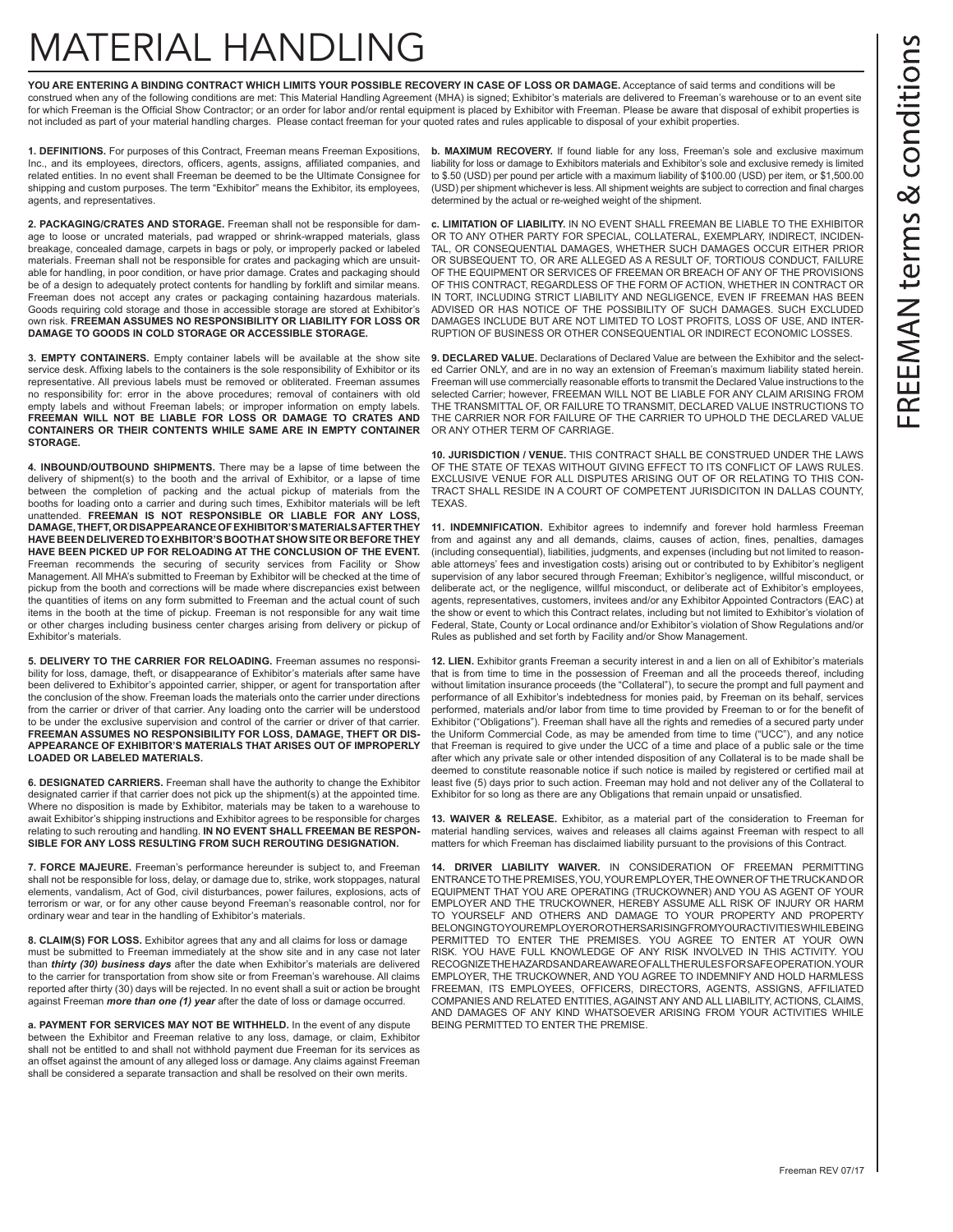# MATERIAL HANDLING

**YOU ARE ENTERING A BINDING CONTRACT WHICH LIMITS YOUR POSSIBLE RECOVERY IN CASE OF LOSS OR DAMAGE.** Acceptance of said terms and conditions will be construed when any of the following conditions are met: This Material Handling Agreement (MHA) is signed; Exhibitor's materials are delivered to Freeman's warehouse or to an event site for which Freeman is the Official Show Contractor; or an order for labor and/or rental equipment is placed by Exhibitor with Freeman. Please be aware that disposal of exhibit properties is not included as part of your material handling charges. Please contact freeman for your quoted rates and rules applicable to disposal of your exhibit properties.

**1. DEFINITIONS.** For purposes of this Contract, Freeman means Freeman Expositions, Inc., and its employees, directors, officers, agents, assigns, affiliated companies, and related entities. In no event shall Freeman be deemed to be the Ultimate Consignee for shipping and custom purposes. The term "Exhibitor" means the Exhibitor, its employees, agents, and representatives.

**2. PACKAGING/CRATES AND STORAGE.** Freeman shall not be responsible for damage to loose or uncrated materials, pad wrapped or shrink-wrapped materials, glass breakage, concealed damage, carpets in bags or poly, or improperly packed or labeled materials. Freeman shall not be responsible for crates and packaging which are unsuitable for handling, in poor condition, or have prior damage. Crates and packaging should be of a design to adequately protect contents for handling by forklift and similar means. Freeman does not accept any crates or packaging containing hazardous materials. Goods requiring cold storage and those in accessible storage are stored at Exhibitor's own risk. **FREEMAN ASSUMES NO RESPONSIBILITY OR LIABILITY FOR LOSS OR DAMAGE TO GOODS IN COLD STORAGE OR ACCESSIBLE STORAGE.**

**3. EMPTY CONTAINERS.** Empty container labels will be available at the show site service desk. Affixing labels to the containers is the sole responsibility of Exhibitor or its representative. All previous labels must be removed or obliterated. Freeman assumes no responsibility for: error in the above procedures; removal of containers with old empty labels and without Freeman labels; or improper information on empty labels. **FREEMAN WILL NOT BE LIABLE FOR LOSS OR DAMAGE TO CRATES AND CONTAINERS OR THEIR CONTENTS WHILE SAME ARE IN EMPTY CONTAINER STORAGE.**

**4. INBOUND/OUTBOUND SHIPMENTS.** There may be a lapse of time between the delivery of shipment(s) to the booth and the arrival of Exhibitor, or a lapse of time between the completion of packing and the actual pickup of materials from the booths for loading onto a carrier and during such times, Exhibitor materials will be left unattended. **FREEMAN IS NOT RESPONSIBLE OR LIABLE FOR ANY LOSS, DAMAGE, THEFT, OR DISAPPEARANCE OF EXHIBITOR'S MATERIALS AFTER THEY HAVE BEEN DELIVERED TO EXHIBITOR'S BOOTH AT SHOW SITE OR BEFORE THEY HAVE BEEN PICKED UP FOR RELOADING AT THE CONCLUSION OF THE EVENT.** Freeman recommends the securing of security services from Facility or Show Management. All MHA's submitted to Freeman by Exhibitor will be checked at the time of pickup from the booth and corrections will be made where discrepancies exist between the quantities of items on any form submitted to Freeman and the actual count of such items in the booth at the time of pickup. Freeman is not responsible for any wait time or other charges including business center charges arising from delivery or pickup of Exhibitor's materials.

**5. DELIVERY TO THE CARRIER FOR RELOADING.** Freeman assumes no responsibility for loss, damage, theft, or disappearance of Exhibitor's materials after same have been delivered to Exhibitor's appointed carrier, shipper, or agent for transportation after the conclusion of the show. Freeman loads the materials onto the carrier under directions from the carrier or driver of that carrier. Any loading onto the carrier will be understood to be under the exclusive supervision and control of the carrier or driver of that carrier. **FREEMAN ASSUMES NO RESPONSIBILITY FOR LOSS, DAMAGE, THEFT OR DISAPPEARANCE OF EXHIBITOR'S MATERIALS THAT ARISES OUT OF IMPROPERLY LOADED OR LABELED MATERIALS.**

**6. DESIGNATED CARRIERS.** Freeman shall have the authority to change the Exhibitor designated carrier if that carrier does not pick up the shipment(s) at the appointed time. Where no disposition is made by Exhibitor, materials may be taken to a warehouse to await Exhibitor's shipping instructions and Exhibitor agrees to be responsible for charges relating to such rerouting and handling. **IN NO EVENT SHALL FREEMAN BE RESPONSIBLE FOR ANY LOSS RESULTING FROM SUCH REROUTING DESIGNATION.**

**7. FORCE MAJEURE.** Freeman's performance hereunder is subject to, and Freeman shall not be responsible for loss, delay, or damage due to, strike, work stoppages, natural elements, vandalism, Act of God, civil disturbances, power failures, explosions, acts of terrorism or war, or for any other cause beyond Freeman's reasonable control, nor for ordinary wear and tear in the handling of Exhibitor's materials.

**8. CLAIM(S) FOR LOSS.** Exhibitor agrees that any and all claims for loss or damage must be submitted to Freeman immediately at the show site and in any case not later than ***thirty (30) business days*** after the date when Exhibitor's materials are delivered to the carrier for transportation from show site or from Freeman's warehouse. All claims reported after thirty (30) days will be rejected. In no event shall a suit or action be brought against Freeman ***more than one (1) year*** after the date of loss or damage occurred.

**a. PAYMENT FOR SERVICES MAY NOT BE WITHHELD.** In the event of any dispute between the Exhibitor and Freeman relative to any loss, damage, or claim, Exhibitor shall not be entitled to and shall not withhold payment due Freeman for its services as an offset against the amount of any alleged loss or damage. Any claims against Freeman shall be considered a separate transaction and shall be resolved on their own merits.

**b. MAXIMUM RECOVERY.** If found liable for any loss, Freeman's sole and exclusive maximum liability for loss or damage to Exhibitors materials and Exhibitor's sole and exclusive remedy is limited to $.50 (USD) per pound per article with a maximum liability of $100.00 (USD) per item, or $1,500.00 (USD) per shipment whichever is less. All shipment weights are subject to correction and final charges determined by the actual or re-weighed weight of the shipment.

**c. LIMITATION OF LIABILITY.** IN NO EVENT SHALL FREEMAN BE LIABLE TO THE EXHIBITOR OR TO ANY OTHER PARTY FOR SPECIAL, COLLATERAL, EXEMPLARY, INDIRECT, INCIDENTAL, OR CONSEQUENTIAL DAMAGES, WHETHER SUCH DAMAGES OCCUR EITHER PRIOR OR SUBSEQUENT TO, OR ARE ALLEGED AS A RESULT OF, TORTIOUS CONDUCT, FAILURE OF THE EQUIPMENT OR SERVICES OF FREEMAN OR BREACH OF ANY OF THE PROVISIONS OF THIS CONTRACT, REGARDLESS OF THE FORM OF ACTION, WHETHER IN CONTRACT OR IN TORT, INCLUDING STRICT LIABILITY AND NEGLIGENCE, EVEN IF FREEMAN HAS BEEN ADVISED OR HAS NOTICE OF THE POSSIBILITY OF SUCH DAMAGES. SUCH EXCLUDED DAMAGES INCLUDE BUT ARE NOT LIMITED TO LOST PROFITS, LOSS OF USE, AND INTERRUPTION OF BUSINESS OR OTHER CONSEQUENTIAL OR INDIRECT ECONOMIC LOSSES.

**9. DECLARED VALUE.** Declarations of Declared Value are between the Exhibitor and the selected Carrier ONLY, and are in no way an extension of Freeman's maximum liability stated herein. Freeman will use commercially reasonable efforts to transmit the Declared Value instructions to the selected Carrier; however, FREEMAN WILL NOT BE LIABLE FOR ANY CLAIM ARISING FROM THE TRANSMITTAL OF, OR FAILURE TO TRANSMIT, DECLARED VALUE INSTRUCTIONS TO THE CARRIER NOR FOR FAILURE OF THE CARRIER TO UPHOLD THE DECLARED VALUE OR ANY OTHER TERM OF CARRIAGE.

**10. JURISDICTION / VENUE.** THIS CONTRACT SHALL BE CONSTRUED UNDER THE LAWS OF THE STATE OF TEXAS WITHOUT GIVING EFFECT TO ITS CONFLICT OF LAWS RULES. EXCLUSIVE VENUE FOR ALL DISPUTES ARISING OUT OF OR RELATING TO THIS CONTRACT SHALL RESIDE IN A COURT OF COMPETENT JURISDICITON IN DALLAS COUNTY, TEXAS.

**11. INDEMNIFICATION.** Exhibitor agrees to indemnify and forever hold harmless Freeman from and against any and all demands, claims, causes of action, fines, penalties, damages (including consequential), liabilities, judgments, and expenses (including but not limited to reasonable attorneys' fees and investigation costs) arising out or contributed to by Exhibitor's negligent supervision of any labor secured through Freeman; Exhibitor's negligence, willful misconduct, or deliberate act, or the negligence, willful misconduct, or deliberate act of Exhibitor's employees, agents, representatives, customers, invitees and/or any Exhibitor Appointed Contractors (EAC) at the show or event to which this Contract relates, including but not limited to Exhibitor's violation of Federal, State, County or Local ordinance and/or Exhibitor's violation of Show Regulations and/or Rules as published and set forth by Facility and/or Show Management.

**12. LIEN.** Exhibitor grants Freeman a security interest in and a lien on all of Exhibitor's materials that is from time to time in the possession of Freeman and all the proceeds thereof, including without limitation insurance proceeds (the "Collateral"), to secure the prompt and full payment and performance of all Exhibitor's indebtedness for monies paid, by Freeman on its behalf, services performed, materials and/or labor from time to time provided by Freeman to or for the benefit of Exhibitor ("Obligations"). Freeman shall have all the rights and remedies of a secured party under the Uniform Commercial Code, as may be amended from time to time ("UCC"), and any notice that Freeman is required to give under the UCC of a time and place of a public sale or the time after which any private sale or other intended disposition of any Collateral is to be made shall be deemed to constitute reasonable notice if such notice is mailed by registered or certified mail at least five (5) days prior to such action. Freeman may hold and not deliver any of the Collateral to Exhibitor for so long as there are any Obligations that remain unpaid or unsatisfied.

**13. WAIVER & RELEASE.** Exhibitor, as a material part of the consideration to Freeman for material handling services, waives and releases all claims against Freeman with respect to all matters for which Freeman has disclaimed liability pursuant to the provisions of this Contract.

**14. DRIVER LIABILITY WAIVER.** IN CONSIDERATION OF FREEMAN PERMITTING ENTRANCE TO THE PREMISES, YOU, YOUR EMPLOYER, THE OWNER OF THE TRUCK AND OR EQUIPMENT THAT YOU ARE OPERATING (TRUCKOWNER) AND YOU AS AGENT OF YOUR EMPLOYER AND THE TRUCKOWNER, HEREBY ASSUME ALL RISK OF INJURY OR HARM TO YOURSELF AND OTHERS AND DAMAGE TO YOUR PROPERTY AND PROPERTY BELONGING TO YOUR EMPLOYER OR OTHERS ARISING FROM YOUR ACTIVITIES WHILE BEING PERMITTED TO ENTER THE PREMISES. YOU AGREE TO ENTER AT YOUR OWN RISK. YOU HAVE FULL KNOWLEDGE OF ANY RISK INVOLVED IN THIS ACTIVITY. YOU RECOGNIZE THE HAZARDS AND ARE AWARE OF ALL THE RULES FOR SAFE OPERATION. YOUR EMPLOYER, THE TRUCKOWNER, AND YOU AGREE TO INDEMNIFY AND HOLD HARMLESS FREEMAN, ITS EMPLOYEES, OFFICERS, DIRECTORS, AGENTS, ASSIGNS, AFFILIATED COMPANIES AND RELATED ENTITIES, AGAINST ANY AND ALL LIABILITY, ACTIONS, CLAIMS, AND DAMAGES OF ANY KIND WHATSOEVER ARISING FROM YOUR ACTIVITIES WHILE BEING PERMITTED TO ENTER THE PREMISE.

Freeman REV 07/17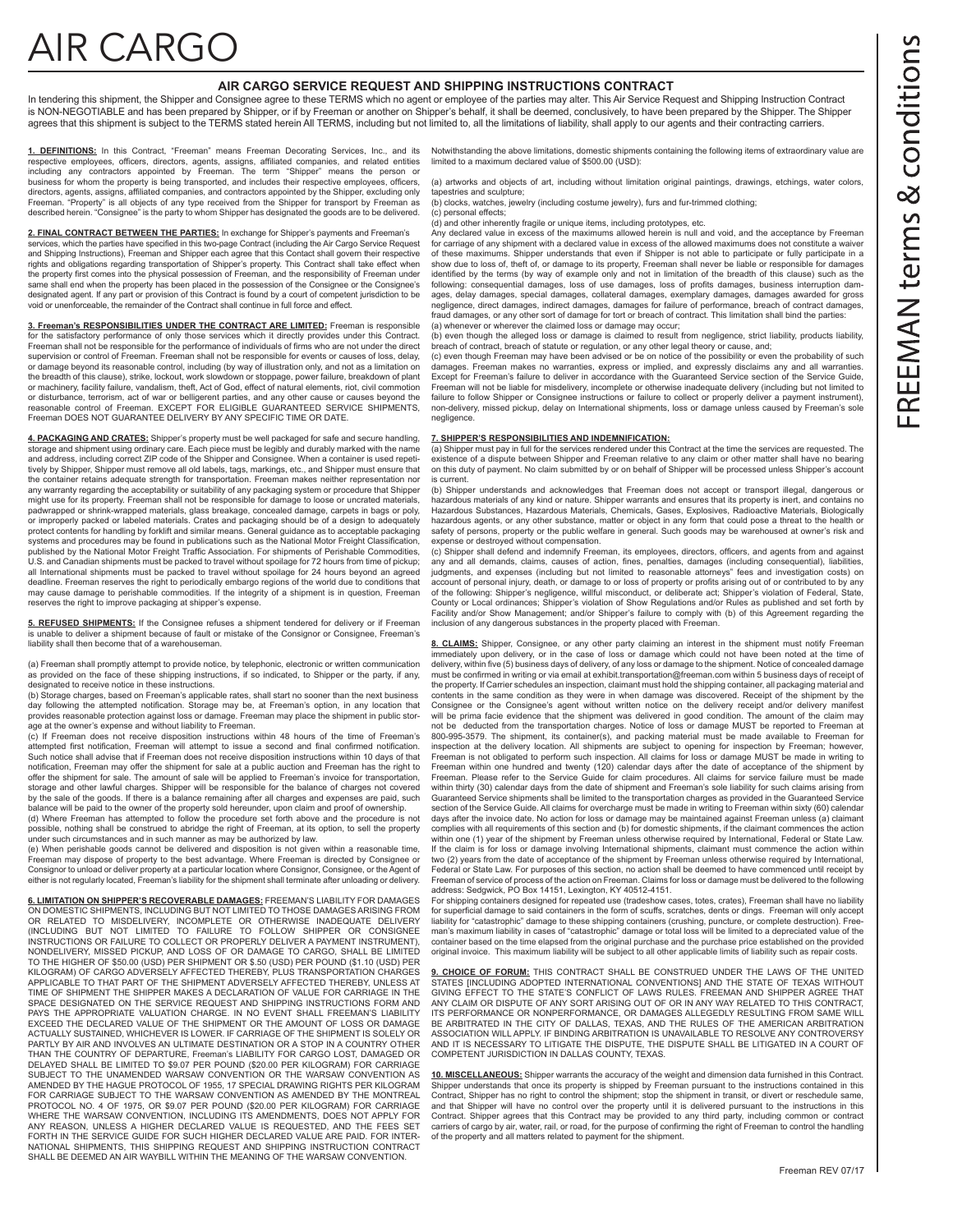# AIR CARGO

FREEMAN terms & conditions

## AIR CARGO SERVICE REQUEST AND SHIPPING INSTRUCTIONS CONTRACT

In tendering this shipment, the Shipper and Consignee agree to these TERMS which no agent or employee of the parties may alter. This Air Service Request and Shipping Instruction Contract is NON-NEGOTIABLE and has been prepared by Shipper, or if by Freeman or another on Shipper's behalf, it shall be deemed, conclusively, to have been prepared by the Shipper. The Shipper agrees that this shipment is subject to the TERMS stated herein All TERMS, including but not limited to, all the limitations of liability, shall apply to our agents and their contracting carriers.

**1. DEFINITIONS:** In this Contract, "Freeman" means Freeman Decorating Services, Inc., and its respective employees, officers, directors, agents, assigns, affiliated companies, and related entities including any contractors appointed by Freeman. The term "Shipper" means the person or business for whom the property is being transported, and includes their respective employees, officers, directors, agents, assigns, affiliated companies, and contractors appointed by the Shipper, excluding only Freeman. "Property" is all objects of any type received from the Shipper for transport by Freeman as described herein. "Consignee" is the party to whom Shipper has designated the goods are to be delivered.

**2. FINAL CONTRACT BETWEEN THE PARTIES:** In exchange for Shipper's payments and Freeman's services, which the parties have specified in this two-page Contract (including the Air Cargo Service Request and Shipping Instructions), Freeman and Shipper each agree that this Contact shall govern their respective rights and obligations regarding transportation of Shipper's property. This Contract shall take effect when the property first comes into the physical possession of Freeman, and the responsibility of Freeman under same shall end when the property has been placed in the possession of the Consignee or the Consignee's designated agent. If any part or provision of this Contract is found by a court of competent jurisdiction to be void or unenforceable, the remainder of the Contract shall continue in full force and effect.

**3. Freeman's RESPONSIBILITIES UNDER THE CONTRACT ARE LIMITED:** Freeman is responsible for the satisfactory performance of only those services which it directly provides under this Contract. Freeman shall not be responsible for the performance of individuals of firms who are not under the direct supervision or control of Freeman. Freeman shall not be responsible for events or causes of loss, delay, or damage beyond its reasonable control, including (by way of illustration only, and not as a limitation on the breadth of this clause), strike, lockout, work slowdown or stoppage, power failure, breakdown of plant or machinery, facility failure, vandalism, theft, Act of God, effect of natural elements, riot, civil commotion or disturbance, terrorism, act of war or belligerent parties, and any other cause or causes beyond the reasonable control of Freeman. EXCEPT FOR ELIGIBLE GUARANTEED SERVICE SHIPMENTS, Freeman DOES NOT GUARANTEE DELIVERY BY ANY SPECIFIC TIME OR DATE.

**4. PACKAGING AND CRATES:** Shipper's property must be well packaged for safe and secure handling, storage and shipment using ordinary care. Each piece must be legibly and durably marked with the name and address, including correct ZIP code of the Shipper and Consignee. When a container is used repetitively by Shipper, Shipper must remove all old labels, tags, markings, etc., and Shipper must ensure that the container retains adequate strength for transportation. Freeman makes neither representation nor any warranty regarding the acceptability or suitability of any packaging system or procedure that Shipper might use for its property. Freeman shall not be responsible for damage to loose or uncrated materials, padwrapped or shrink-wrapped materials, glass breakage, concealed damage, carpets in bags or poly, or improperly packed or labeled materials. Crates and packaging should be of a design to adequately protect contents for handling by forklift and similar means. General guidance as to acceptable packaging systems and procedures may be found in publications such as the National Motor Freight Classification, published by the National Motor Freight Traffic Association. For shipments of Perishable Commodities, U.S. and Canadian shipments must be packed to travel without spoilage for 72 hours from time of pickup; all International shipments must be packed to travel without spoilage for 24 hours beyond an agreed deadline. Freeman reserves the right to periodically embargo regions of the world due to conditions that may cause damage to perishable commodities. If the integrity of a shipment is in question, Freeman reserves the right to improve packaging at shipper's expense.

**5. REFUSED SHIPMENTS:** If the Consignee refuses a shipment tendered for delivery or if Freeman is unable to deliver a shipment because of fault or mistake of the Consignor or Consignee, Freeman's liability shall then become that of a warehouseman.

(a) Freeman shall promptly attempt to provide notice, by telephonic, electronic or written communication as provided on the face of these shipping instructions, if so indicated, to Shipper or the party, if any, designated to receive notice in these instructions.

(b) Storage charges, based on Freeman's applicable rates, shall start no sooner than the next business day following the attempted notification. Storage may be, at Freeman's option, in any location that provides reasonable protection against loss or damage. Freeman may place the shipment in public storage at the owner's expense and without liability to Freeman.

(c) If Freeman does not receive disposition instructions within 48 hours of the time of Freeman's attempted first notification, Freeman will attempt to issue a second and final confirmed notification. Such notice shall advise that if Freeman does not receive disposition instructions within 10 days of that notification, Freeman may offer the shipment for sale at a public auction and Freeman has the right to offer the shipment for sale. The amount of sale will be applied to Freeman's invoice for transportation, storage and other lawful charges. Shipper will be responsible for the balance of charges not covered by the sale of the goods. If there is a balance remaining after all charges and expenses are paid, such balance will be paid to the owner of the property sold hereunder, upon claim and proof of ownership.

(d) Where Freeman has attempted to follow the procedure set forth above and the procedure is not possible, nothing shall be construed to abridge the right of Freeman, at its option, to sell the property under such circumstances and in such manner as may be authorized by law.

(e) When perishable goods cannot be delivered and disposition is not given within a reasonable time, Freeman may dispose of property to the best advantage. Where Freeman is directed by Consignee or Consignor to unload or deliver property at a particular location where Consignor, Consignee, or the Agent of either is not regularly located, Freeman's liability for the shipment shall terminate after unloading or delivery.

**6. LIMITATION ON SHIPPER'S RECOVERABLE DAMAGES:** FREEMAN'S LIABILITY FOR DAMAGES ON DOMESTIC SHIPMENTS, INCLUDING BUT NOT LIMITED TO THOSE DAMAGES ARISING FROM OR RELATED TO MISDELIVERY, INCOMPLETE OR OTHERWISE INADEQUATE DELIVERY (INCLUDING BUT NOT LIMITED TO FAILURE TO FOLLOW SHIPPER OR CONSIGNEE INSTRUCTIONS OR FAILURE TO COLLECT OR PROPERLY DELIVER A PAYMENT INSTRUMENT), NONDELIVERY, MISSED PICKUP, AND LOSS OF OR DAMAGE TO CARGO, SHALL BE LIMITED TO THE HIGHER OF $50.00 (USD) PER SHIPMENT OR $.50 (USD) PER POUND ($1.10 (USD) PER KILOGRAM) OF CARGO ADVERSELY AFFECTED THEREBY, PLUS TRANSPORTATION CHARGES APPLICABLE TO THAT PART OF THE SHIPMENT ADVERSELY AFFECTED THEREBY, UNLESS AT TIME OF SHIPMENT THE SHIPPER MAKES A DECLARATION OF VALUE FOR CARRIAGE IN THE SPACE DESIGNATED ON THE SERVICE REQUEST AND SHIPPING INSTRUCTIONS FORM AND PAYS THE APPROPRIATE VALUATION CHARGE. IN NO EVENT SHALL FREEMAN'S LIABILITY EXCEED THE DECLARED VALUE OF THE SHIPMENT OR THE AMOUNT OF LOSS OR DAMAGE ACTUALLY SUSTAINED, WHICHEVER IS LOWER. IF CARRIAGE OF THE SHIPMENT IS SOLELY OR PARTLY BY AIR AND INVOLVES AN ULTIMATE DESTINATION OR A STOP IN A COUNTRY OTHER THAN THE COUNTRY OF DEPARTURE, Freeman's LIABILITY FOR CARGO LOST, DAMAGED OR DELAYED SHALL BE LIMITED TO $9.07 PER POUND ($20.00 PER KILOGRAM) FOR CARRIAGE SUBJECT TO THE UNAMENDED WARSAW CONVENTION OR THE WARSAW CONVENTION AS AMENDED BY THE HAGUE PROTOCOL OF 1955, 17 SPECIAL DRAWING RIGHTS PER KILOGRAM FOR CARRIAGE SUBJECT TO THE WARSAW CONVENTION AS AMENDED BY THE MONTREAL PROTOCOL NO. 4 OF 1975, OR $9.07 PER POUND ($20.00 PER KILOGRAM) FOR CARRIAGE WHERE THE WARSAW CONVENTION, INCLUDING ITS AMENDMENTS, DOES NOT APPLY FOR ANY REASON, UNLESS A HIGHER DECLARED VALUE IS REQUESTED, AND THE FEES SET FORTH IN THE SERVICE GUIDE FOR SUCH HIGHER DECLARED VALUE ARE PAID. FOR INTERNATIONAL SHIPMENTS, THIS SHIPPING REQUEST AND SHIPPING INSTRUCTION CONTRACT SHALL BE DEEMED AN AIR WAYBILL WITHIN THE MEANING OF THE WARSAW CONVENTION.

Notwithstanding the above limitations, domestic shipments containing the following items of extraordinary value are limited to a maximum declared value of $500.00 (USD):

(a) artworks and objects of art, including without limitation original paintings, drawings, etchings, water colors, tapestries and sculpture;
(b) clocks, watches, jewelry (including costume jewelry), furs and fur-trimmed clothing;
(c) personal effects;
(d) and other inherently fragile or unique items, including prototypes, etc.

Any declared value in excess of the maximums allowed herein is null and void, and the acceptance by Freeman for carriage of any shipment with a declared value in excess of the allowed maximums does not constitute a waiver of these maximums. Shipper understands that even if Shipper is not able to participate or fully participate in a show due to loss of, theft of, or damage to its property, Freeman shall never be liable or responsible for damages identified by the terms (by way of example only and not in limitation of the breadth of this clause) such as the following: consequential damages, loss of use damages, loss of profits damages, business interruption damages, delay damages, special damages, collateral damages, exemplary damages, damages awarded for gross negligence, direct damages, indirect damages, damages for failure of performance, breach of contract damages, fraud damages, or any other sort of damage for tort or breach of contract. This limitation shall bind the parties:
(a) whenever or wherever the claimed loss or damage may occur;
(b) even though the alleged loss or damage is claimed to result from negligence, strict liability, products liability, breach of contract, breach of statute or regulation, or any other legal theory or cause, and;
(c) even though Freeman may have been advised or be on notice of the possibility or even the probability of such damages. Freeman makes no warranties, express or implied, and expressly disclaims any and all warranties. Except for Freeman's failure to deliver in accordance with the Guaranteed Service section of the Service Guide, Freeman will not be liable for misdelivery, incomplete or otherwise inadequate delivery (including but not limited to failure to follow Shipper or Consignee instructions or failure to collect or properly deliver a payment instrument), non-delivery, missed pickup, delay on International shipments, loss or damage unless caused by Freeman's sole negligence.

**7. SHIPPER'S RESPONSIBILITIES AND INDEMNIFICATION:**

(a) Shipper must pay in full for the services rendered under this Contract at the time the services are requested. The existence of a dispute between Shipper and Freeman relative to any claim or other matter shall have no bearing on this duty of payment. No claim submitted by or on behalf of Shipper will be processed unless Shipper's account is current.

(b) Shipper understands and acknowledges that Freeman does not accept or transport illegal, dangerous or hazardous materials of any kind or nature. Shipper warrants and ensures that its property is inert, and contains no Hazardous Substances, Hazardous Materials, Chemicals, Gases, Explosives, Radioactive Materials, Biologically hazardous agents, or any other substance, matter or object in any form that could pose a threat to the health or safety of persons, property or the public welfare in general. Such goods may be warehoused at owner's risk and expense or destroyed without compensation.

(c) Shipper shall defend and indemnify Freeman, its employees, directors, officers, and agents from and against any and all demands, claims, causes of action, fines, penalties, damages (including consequential), liabilities, judgments, and expenses (including but not limited to reasonable attorneys" fees and investigation costs) on account of personal injury, death, or damage to or loss of property or profits arising out of or contributed to by any of the following: Shipper's negligence, willful misconduct, or deliberate act; Shipper's violation of Federal, State, County or Local ordinances; Shipper's violation of Show Regulations and/or Rules as published and set forth by Facility and/or Show Management; and/or Shipper's failure to comply with (b) of this Agreement regarding the inclusion of any dangerous substances in the property placed with Freeman.

**8. CLAIMS:** Shipper, Consignee, or any other party claiming an interest in the shipment must notify Freeman immediately upon delivery, or in the case of loss or damage which could not have been noted at the time of delivery, within five (5) business days of delivery, of any loss or damage to the shipment. Notice of concealed damage must be confirmed in writing or via email at exhibit.transportation@freeman.com within 5 business days of receipt of the property. If Carrier schedules an inspection, claimant must hold the shipping container, all packaging material and contents in the same condition as they were in when damage was discovered. Receipt of the shipment by the Consignee or the Consignee's agent without written notice on the delivery receipt and/or delivery manifest will be prima facie evidence that the shipment was delivered in good condition. The amount of the claim may not be deducted from the transportation charges. Notice of loss or damage MUST be reported to Freeman at 800-995-3579. The shipment, its container(s), and packing material must be made available to Freeman for inspection at the delivery location. All shipments are subject to opening for inspection by Freeman; however, Freeman is not obligated to perform such inspection. All claims for loss or damage MUST be made in writing to Freeman within one hundred and twenty (120) calendar days after the date of acceptance of the shipment by Freeman. Please refer to the Service Guide for claim procedures. All claims for service failure must be made within thirty (30) calendar days from the date of shipment and Freeman's sole liability for such claims arising from Guaranteed Service shipments shall be limited to the transportation charges as provided in the Guaranteed Service section of the Service Guide. All claims for overcharge must be made in writing to Freeman within sixty (60) calendar days after the invoice date. No action for loss or damage may be maintained against Freeman unless (a) claimant complies with all requirements of this section and (b) for domestic shipments, if the claimant commences the action within one (1) year of the shipment by Freeman unless otherwise required by International, Federal or State Law. If the claim is for loss or damage involving International shipments, claimant must commence the action within two (2) years from the date of acceptance of the shipment by Freeman unless otherwise required by International, Federal or State Law. For purposes of this section, no action shall be deemed to have commenced until receipt by Freeman of service of process of the action on Freeman. Claims for loss or damage must be delivered to the following address: Sedgwick, PO Box 14151, Lexington, KY 40512-4151.

For shipping containers designed for repeated use (tradeshow cases, totes, crates), Freeman shall have no liability for superficial damage to said containers in the form of scuffs, scratches, dents or dings. Freeman will only accept liability for "catastrophic" damage to these shipping containers (crushing, puncture, or complete destruction). Freeman's maximum liability in cases of "catastrophic" damage or total loss will be limited to a depreciated value of the container based on the time elapsed from the original purchase and the purchase price established on the provided original invoice. This maximum liability will be subject to all other applicable limits of liability such as repair costs.

**9. CHOICE OF FORUM:** THIS CONTRACT SHALL BE CONSTRUED UNDER THE LAWS OF THE UNITED STATES [INCLUDING ADOPTED INTERNATIONAL CONVENTIONS] AND THE STATE OF TEXAS WITHOUT GIVING EFFECT TO THE STATE'S CONFLICT OF LAWS RULES. FREEMAN AND SHIPPER AGREE THAT ANY CLAIM OR DISPUTE OF ANY SORT ARISING OUT OF OR IN ANY WAY RELATED TO THIS CONTRACT, ITS PERFORMANCE OR NONPERFORMANCE, OR DAMAGES ALLEGEDLY RESULTING FROM SAME WILL BE ARBITRATED IN THE CITY OF DALLAS, TEXAS, AND THE RULES OF THE AMERICAN ARBITRATION ASSOCIATION WILL APPLY. IF BINDING ARBITRATION IS UNAVAILABLE TO RESOLVE ANY CONTROVERSY AND IT IS NECESSARY TO LITIGATE THE DISPUTE, THE DISPUTE SHALL BE LITIGATED IN A COURT OF COMPETENT JURISDICTION IN DALLAS COUNTY, TEXAS.

**10. MISCELLANEOUS:** Shipper warrants the accuracy of the weight and dimension data furnished in this Contract. Shipper understands that once its property is shipped by Freeman pursuant to the instructions contained in this Contract, Shipper has no right to control the shipment; stop the shipment in transit, or divert or reschedule same, and that Shipper will have no control over the property until it is delivered pursuant to the instructions in this Contract. Shipper agrees that this Contract may be provided to any third party, including common or contract carriers of cargo by air, water, rail, or road, for the purpose of confirming the right of Freeman to control the handling of the property and all matters related to payment for the shipment.

Freeman REV 07/17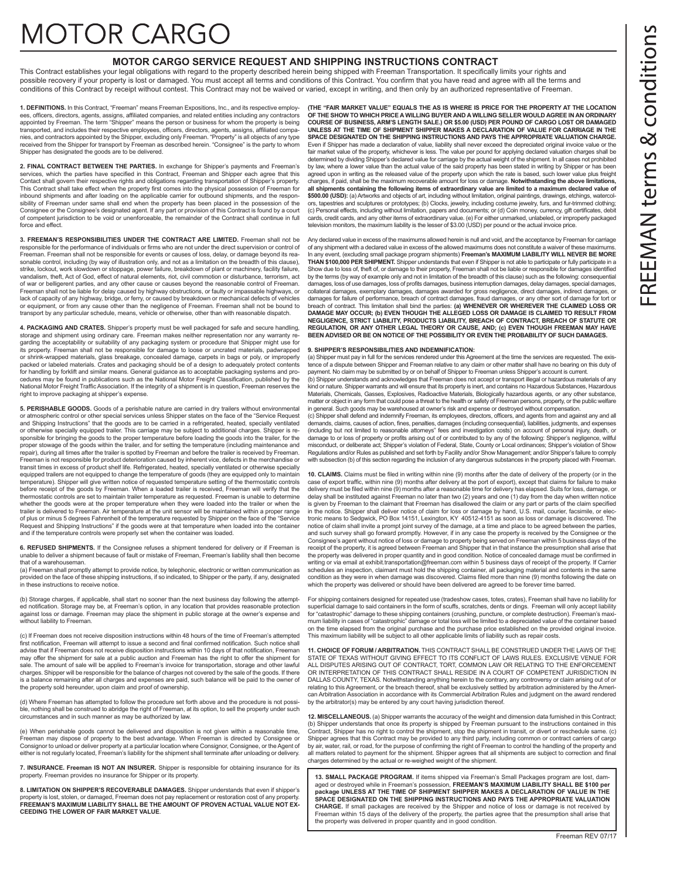# MOTOR CARGO

## MOTOR CARGO SERVICE REQUEST AND SHIPPING INSTRUCTIONS CONTRACT

This Contract establishes your legal obligations with regard to the property described herein being shipped with Freeman Transportation. It specifically limits your rights and possible recovery if your property is lost or damaged. You must accept all terms and conditions of this Contract. You confirm that you have read and agree with all the terms and conditions of this Contract by receipt without contest. This Contract may not be waived or varied, except in writing, and then only by an authorized representative of Freeman.

**1. DEFINITIONS.** In this Contract, "Freeman" means Freeman Expositions, Inc., and its respective employees, officers, directors, agents, assigns, affiliated companies, and related entities including any contractors appointed by Freeman. The term "Shipper" means the person or business for whom the property is being transported, and includes their respective employees, officers, directors, agents, assigns, affiliated companies, and contractors appointed by the Shipper, excluding only Freeman. "Property" is all objects of any type received from the Shipper for transport by Freeman as described herein. "Consignee" is the party to whom Shipper has designated the goods are to be delivered.

**2. FINAL CONTRACT BETWEEN THE PARTIES.** In exchange for Shipper's payments and Freeman's services, which the parties have specified in this Contract, Freeman and Shipper each agree that this Contact shall govern their respective rights and obligations regarding transportation of Shipper's property. This Contract shall take effect when the property first comes into the physical possession of Freeman for inbound shipments and after loading on the applicable carrier for outbound shipments, and the responsibility of Freeman under same shall end when the property has been placed in the possession of the Consignee or the Consignee's designated agent. If any part or provision of this Contract is found by a court of competent jurisdiction to be void or unenforceable, the remainder of the Contract shall continue in full force and effect.

**3. FREEMAN'S RESPONSIBILITIES UNDER THE CONTRACT ARE LIMITED.** Freeman shall not be responsible for the performance of individuals or firms who are not under the direct supervision or control of Freeman. Freeman shall not be responsible for events or causes of loss, delay, or damage beyond its reasonable control, including (by way of illustration only, and not as a limitation on the breadth of this clause), strike, lockout, work slowdown or stoppage, power failure, breakdown of plant or machinery, facility failure, vandalism, theft, Act of God, effect of natural elements, riot, civil commotion or disturbance, terrorism, act of war or belligerent parties, and any other cause or causes beyond the reasonable control of Freeman. Freeman shall not be liable for delay caused by highway obstructions, or faulty or impassable highways, or lack of capacity of any highway, bridge, or ferry, or caused by breakdown or mechanical defects of vehicles or equipment, or from any cause other than the negligence of Freeman. Freeman shall not be bound to transport by any particular schedule, means, vehicle or otherwise, other than with reasonable dispatch.

**4. PACKAGING AND CRATES.** Shipper's property must be well packaged for safe and secure handling, storage and shipment using ordinary care. Freeman makes neither representation nor any warranty regarding the acceptability or suitability of any packaging system or procedure that Shipper might use for its property. Freeman shall not be responsible for damage to loose or uncrated materials, padwrapped or shrink-wrapped materials, glass breakage, concealed damage, carpets in bags or poly, or improperly packed or labeled materials. Crates and packaging should be of a design to adequately protect contents for handling by forklift and similar means. General guidance as to acceptable packaging systems and procedures may be found in publications such as the National Motor Freight Classification, published by the National Motor Freight Traffic Association. If the integrity of a shipment is in question, Freeman reserves the right to improve packaging at shipper's expense.

**5. PERISHABLE GOODS.** Goods of a perishable nature are carried in dry trailers without environmental or atmospheric control or other special services unless Shipper states on the face of the "Service Request and Shipping Instructions" that the goods are to be carried in a refrigerated, heated, specially ventilated or otherwise specially equipped trailer. This carriage may be subject to additional charges. Shipper is responsible for bringing the goods to the proper temperature before loading the goods into the trailer, for the proper stowage of the goods within the trailer, and for setting the temperature (including maintenance and repair), during all times after the trailer is spotted by Freeman and before the trailer is received by Freeman. Freeman is not responsible for product deterioration caused by inherent vice, defects in the merchandise or transit times in excess of product shelf life. Refrigerated, heated, specially ventilated or otherwise specially equipped trailers are not equipped to change the temperature of goods (they are equipped only to maintain temperature). Shipper will give written notice of requested temperature setting of the thermostatic controls before receipt of the goods by Freeman. When a loaded trailer is received, Freeman will verify that the thermostatic controls are set to maintain trailer temperature as requested. Freeman is unable to determine whether the goods were at the proper temperature when they were loaded into the trailer or when the trailer is delivered to Freeman. Air temperature at the unit sensor will be maintained within a proper range of plus or minus 5 degrees Fahrenheit of the temperature requested by Shipper on the face of the "Service Request and Shipping Instructions" if the goods were at that temperature when loaded into the container and if the temperature controls were properly set when the container was loaded.

**6. REFUSED SHIPMENTS.** If the Consignee refuses a shipment tendered for delivery or if Freeman is unable to deliver a shipment because of fault or mistake of Freeman, Freeman's liability shall then become that of a warehouseman.

(a) Freeman shall promptly attempt to provide notice, by telephonic, electronic or written communication as provided on the face of these shipping instructions, if so indicated, to Shipper or the party, if any, designated in these instructions to receive notice.

(b) Storage charges, if applicable, shall start no sooner than the next business day following the attempted notification. Storage may be, at Freeman's option, in any location that provides reasonable protection against loss or damage. Freeman may place the shipment in public storage at the owner's expense and without liability to Freeman.

(c) If Freeman does not receive disposition instructions within 48 hours of the time of Freeman's attempted first notification, Freeman will attempt to issue a second and final confirmed notification. Such notice shall advise that if Freeman does not receive disposition instructions within 10 days of that notification, Freeman may offer the shipment for sale at a public auction and Freeman has the right to offer the shipment for sale. The amount of sale will be applied to Freeman's invoice for transportation, storage and other lawful charges. Shipper will be responsible for the balance of charges not covered by the sale of the goods. If there is a balance remaining after all charges and expenses are paid, such balance will be paid to the owner of the property sold hereunder, upon claim and proof of ownership.

(d) Where Freeman has attempted to follow the procedure set forth above and the procedure is not possible, nothing shall be construed to abridge the right of Freeman, at its option, to sell the property under such circumstances and in such manner as may be authorized by law.

(e) When perishable goods cannot be delivered and disposition is not given within a reasonable time, Freeman may dispose of property to the best advantage. When Freeman is directed by Consignee or Consignor to unload or deliver property at a particular location where Consignor, Consignee, or the Agent of either is not regularly located, Freeman's liability for the shipment shall terminate after unloading or delivery.

**7. INSURANCE. Freeman IS NOT AN INSURER.** Shipper is responsible for obtaining insurance for its property. Freeman provides no insurance for Shipper or its property.

**8. LIMITATION ON SHIPPER'S RECOVERABLE DAMAGES.** Shipper understands that even if shipper's property is lost, stolen, or damaged, Freeman does not pay replacement or restoration cost of any property. **FREEMAN'S MAXIMUM LIABILITY SHALL BE THE AMOUNT OF PROVEN ACTUAL VALUE NOT EXCEEDING THE LOWER OF FAIR MARKET VALUE (THE "FAIR MARKET VALUE" EQUALS THE AS IS WHERE IS PRICE FOR THE PROPERTY AT THE LOCATION OF THE SHOW TO WHICH PRICE A WILLING BUYER AND A WILLING SELLER WOULD AGREE IN AN ORDINARY COURSE OF BUSINESS, ARM'S LENGTH SALE.) OR $5.00 (USD) PER POUND OF CARGO LOST OR DAMAGED UNLESS AT THE TIME OF SHIPMENT SHIPPER MAKES A DECLARATION OF VALUE FOR CARRIAGE IN THE SPACE DESIGNATED ON THE SHIPPING INSTRUCTIONS AND PAYS THE APPROPRIATE VALUATION CHARGE.** Even if Shipper has made a declaration of value, liability shall never exceed the depreciated original invoice value or the fair market value of the property, whichever is less. The value per pound for applying declared valuation charges shall be determined by dividing Shipper's declared value for carriage by the actual weight of the shipment. In all cases not prohibited by law, where a lower value than the actual value of the said property has been stated in writing by Shipper or has been agreed upon in writing as the released value of the property upon which the rate is based, such lower value plus freight charges, if paid, shall be the maximum recoverable amount for loss or damage. **Notwithstanding the above limitations, all shipments containing the following items of extraordinary value are limited to a maximum declared value of $500.00 (USD):** (a) Artworks and objects of art, including without limitation, original paintings, drawings, etchings, watercolors, tapestries and sculptures or prototypes; (b) Clocks, jewelry, including costume jewelry, furs, and fur-trimmed clothing; (c) Personal effects, including without limitation, papers and documents; or (d) Coin money, currency, gift certificates, debit cards, credit cards, and any other items of extraordinary value. (e) For either unmarked, unlabeled, or improperly packaged television monitors, the maximum liability is the lesser of $3.00 (USD) per pound or the actual invoice price.

Any declared value in excess of the maximums allowed herein is null and void, and the acceptance by Freeman for carriage of any shipment with a declared value in excess of the allowed maximums does not constitute a waiver of these maximums. In any event, (excluding small package program shipments) **Freeman's MAXIMUM LIABILITY WILL NEVER BE MORE THAN $100,000 PER SHIPMENT.** Shipper understands that even if Shipper is not able to participate or fully participate in a Show due to loss of, theft of, or damage to their property, Freeman shall not be liable or responsible for damages identified by the terms (by way of example only and not in limitation of the breadth of this clause) such as the following: consequential damages, loss of use damages, loss of profits damages, business interruption damages, delay damages, special damages, collateral damages, exemplary damages, damages awarded for gross negligence, direct damages, indirect damages, or damages for failure of performance, breach of contract damages, fraud damages, or any other sort of damage for tort or breach of contract. This limitation shall bind the parties: **(a) WHENEVER OR WHEREVER THE CLAIMED LOSS OR DAMAGE MAY OCCUR; (b) EVEN THOUGH THE ALLEGED LOSS OR DAMAGE IS CLAIMED TO RESULT FROM NEGLIGENCE, STRICT LIABILITY, PRODUCTS LIABILITY, BREACH OF CONTRACT, BREACH OF STATUTE OR REGULATION, OR ANY OTHER LEGAL THEORY OR CAUSE, AND; (c) EVEN THOUGH FREEMAN MAY HAVE BEEN ADVISED OR BE ON NOTICE OF THE POSSIBILITY OR EVEN THE PROBABILITY OF SUCH DAMAGES.**

**9. SHIPPER'S RESPONSIBILITIES AND INDEMNIFICATION:**

(a) Shipper must pay in full for the services rendered under this Agreement at the time the services are requested. The existence of a dispute between Shipper and Freeman relative to any claim or other matter shall have no bearing on this duty of payment. No claim may be submitted by or on behalf of Shipper to Freeman unless Shipper's account is current.

(b) Shipper understands and acknowledges that Freeman does not accept or transport illegal or hazardous materials of any kind or nature. Shipper warrants and will ensure that its property is inert, and contains no Hazardous Substances, Hazardous Materials, Chemicals, Gasses, Explosives, Radioactive Materials, Biologically hazardous agents, or any other substance, matter or object in any form that could pose a threat to the health or safety of Freeman persons, property, or the public welfare in general. Such goods may be warehoused at owner's risk and expense or destroyed without compensation.

(c) Shipper shall defend and indemnify Freeman, its employees, directors, officers, and agents from and against any and all demands, claims, causes of action, fines, penalties, damages (including consequential), liabilities, judgments, and expenses (including but not limited to reasonable attorneys" fees and investigation costs) on account of personal injury, death, or damage to or loss of property or profits arising out of or contributed to by any of the following: Shipper's negligence, willful misconduct, or deliberate act; Shipper's violation of Federal, State, County or Local ordinances; Shipper's violation of Show Regulations and/or Rules as published and set forth by Facility and/or Show Management; and/or Shipper's failure to comply with subsection (b) of this section regarding the inclusion of any dangerous substances in the property placed with Freeman.

**10. CLAIMS.** Claims must be filed in writing within nine (9) months after the date of delivery of the property (or in the case of export traffic, within nine (9) months after delivery at the port of export), except that claims for failure to make delivery must be filed within nine (9) months after a reasonable time for delivery has elapsed. Suits for loss, damage, or delay shall be instituted against Freeman no later than two (2) years and one (1) day from the day when written notice is given by Freeman to the claimant that Freeman has disallowed the claim or any part or parts of the claim specified in the notice. Shipper shall deliver notice of claim for loss or damage by hand, U.S. mail, courier, facsimile, or electronic means to Sedgwick, PO Box 14151, Lexington, KY 40512-4151 as soon as loss or damage is discovered. The notice of claim shall invite a prompt joint survey of the damage, at a time and place to be agreed between the parties, and such survey shall go forward promptly. However, if in any case the property is received by the Consignee or the Consignee's agent without notice of loss or damage to property being served on Freeman within 5 business days of the receipt of the property, it is agreed between Freeman and Shipper that in that instance the presumption shall arise that the property was delivered in proper quantity and in good condition. Notice of concealed damage must be confirmed in writing or via email at exhibit.transportation@freeman.com within 5 business days of receipt of the property. If Carrier schedules an inspection, claimant must hold the shipping container, all packaging material and contents in the same condition as they were in when damage was discovered. Claims filed more than nine (9) months following the date on which the property was delivered or should have been delivered are agreed to be forever time barred.

For shipping containers designed for repeated use (tradeshow cases, totes, crates), Freeman shall have no liability for superficial damage to said containers in the form of scuffs, scratches, dents or dings. Freeman will only accept liability for "catastrophic" damage to these shipping containers (crushing, puncture, or complete destruction). Freeman's maximum liability in cases of "catastrophic" damage or total loss will be limited to a depreciated value of the container based on the time elapsed from the original purchase and the purchase price established on the provided original invoice. This maximum liability will be subject to all other applicable limits of liability such as repair costs.

**11. CHOICE OF FORUM / ARBITRATION.** THIS CONTRACT SHALL BE CONSTRUED UNDER THE LAWS OF THE STATE OF TEXAS WITHOUT GIVING EFFECT TO ITS CONFLICT OF LAWS RULES. EXCLUSIVE VENUE FOR ALL DISPUTES ARISING OUT OF CONTRACT, TORT, COMMON LAW OR RELATING TO THE ENFORCEMENT OR INTERPRETATION OF THIS CONTRACT SHALL RESIDE IN A COURT OF COMPETENT JURISDICTION IN DALLAS COUNTY, TEXAS. Notwithstanding anything herein to the contrary, any controversy or claim arising out of or relating to this Agreement, or the breach thereof, shall be exclusively settled by arbitration administered by the American Arbitration Association in accordance with its Commercial Arbitration Rules and judgment on the award rendered by the arbitrator(s) may be entered by any court having jurisdiction thereof.

**12. MISCELLANEOUS.** (a) Shipper warrants the accuracy of the weight and dimension data furnished in this Contract; (b) Shipper understands that once its property is shipped by Freeman pursuant to the instructions contained in this Contract, Shipper has no right to control the shipment, stop the shipment in transit, or divert or reschedule same. (c) Shipper agrees that this Contract may be provided to any third party, including common or contract carriers of cargo by air, water, rail, or road, for the purpose of confirming the right of Freeman to control the handling of the property and all matters related to payment for the shipment. Shipper agrees that all shipments are subject to correction and final charges determined by the actual or re-weighed weight of the shipment.

**13. SMALL PACKAGE PROGRAM.** If items shipped via Freeman's Small Packages program are lost, damaged or destroyed while in Freeman's possession, **FREEMAN'S MAXIMUM LIABILITY SHALL BE $100 per package UNLESS AT THE TIME OF SHIPMENT SHIPPER MAKES A DECLARATION OF VALUE IN THE SPACE DESIGNATED ON THE SHIPPING INSTRUCTIONS AND PAYS THE APPROPRIATE VALUATION CHARGE.** If small packages are received by the Shipper and notice of loss or damage is not received by Freeman within 15 days of the delivery of the property, the parties agree that the presumption shall arise that the property was delivered in proper quantity and in good condition.

Freeman REV 07/17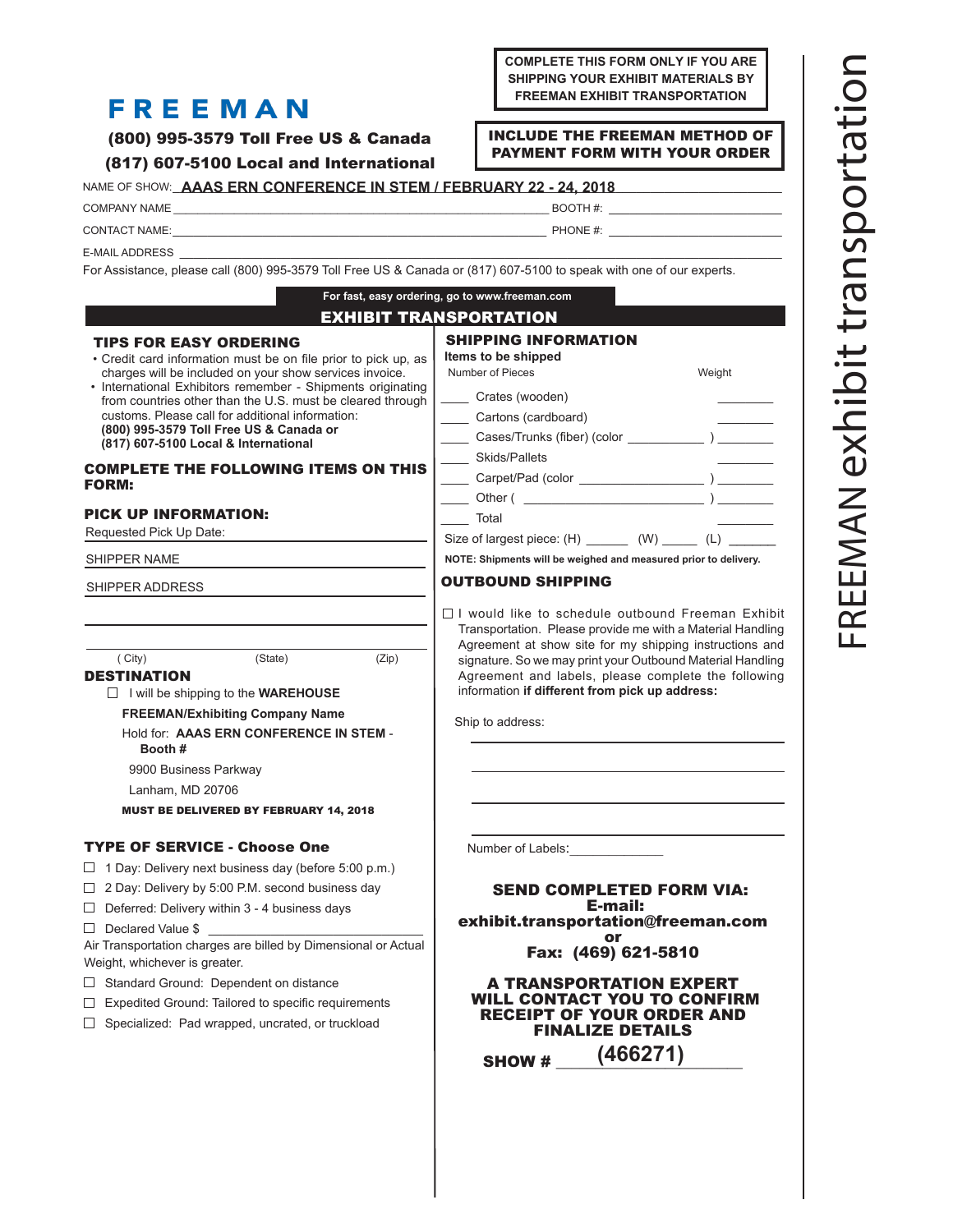# FREEMAN

**(800) 995-3579 Toll Free US & Canada**

**(817) 607-5100 Local and International**

**COMPLETE THIS FORM ONLY IF YOU ARE SHIPPING YOUR EXHIBIT MATERIALS BY FREEMAN EXHIBIT TRANSPORTATION**

**INCLUDE THE FREEMAN METHOD OF PAYMENT FORM WITH YOUR ORDER**

FREEMAN exhibit transportation

NAME OF SHOW: **AAAS ERN CONFERENCE IN STEM / FEBRUARY 22 - 24, 2018**

COMPANY NAME ____________________ BOOTH #: ____________

CONTACT NAME: ____________________ PHONE #: ____________

E-MAIL ADDRESS ____________________

For Assistance, please call (800) 995-3579 Toll Free US & Canada or (817) 607-5100 to speak with one of our experts.

**For fast, easy ordering, go to www.freeman.com**

## EXHIBIT TRANSPORTATION

### TIPS FOR EASY ORDERING

- Credit card information must be on file prior to pick up, as charges will be included on your show services invoice.
- International Exhibitors remember - Shipments originating from countries other than the U.S. must be cleared through customs. Please call for additional information: **(800) 995-3579 Toll Free US & Canada or (817) 607-5100 Local & International**

### COMPLETE THE FOLLOWING ITEMS ON THIS FORM:

### PICK UP INFORMATION:

Requested Pick Up Date: ____________

SHIPPER NAME ____________

SHIPPER ADDRESS ____________

____________

( City) (State) (Zip)

### DESTINATION

☐ I will be shipping to the **WAREHOUSE**

**FREEMAN/Exhibiting Company Name**

Hold for: **AAAS ERN CONFERENCE IN STEM - Booth #**

9900 Business Parkway

Lanham, MD 20706

**MUST BE DELIVERED BY FEBRUARY 14, 2018**

### TYPE OF SERVICE - Choose One

☐ 1 Day: Delivery next business day (before 5:00 p.m.)

☐ 2 Day: Delivery by 5:00 P.M. second business day

☐ Deferred: Delivery within 3 - 4 business days

☐ Declared Value $ ____________

Air Transportation charges are billed by Dimensional or Actual Weight, whichever is greater.

☐ Standard Ground: Dependent on distance

☐ Expedited Ground: Tailored to specific requirements

☐ Specialized: Pad wrapped, uncrated, or truckload

### SHIPPING INFORMATION

**Items to be shipped**

| Number of Pieces | Item | Weight |
|---|---|---|
| ____ | Crates (wooden) | ________ |
| ____ | Cartons (cardboard) | ________ |
| ____ | Cases/Trunks (fiber) (color ________ ) | ________ |
| ____ | Skids/Pallets | ________ |
| ____ | Carpet/Pad (color ________ ) | ________ |
| ____ | Other ( ________ ) | ________ |
| ____ | Total | ________ |

Size of largest piece: (H) ______ (W) _____ (L) ______

**NOTE: Shipments will be weighed and measured prior to delivery.**

### OUTBOUND SHIPPING

☐ I would like to schedule outbound Freeman Exhibit Transportation. Please provide me with a Material Handling Agreement at show site for my shipping instructions and signature. So we may print your Outbound Material Handling Agreement and labels, please complete the following information **if different from pick up address:**

Ship to address:

____________

____________

____________

____________

Number of Labels: ____________

**SEND COMPLETED FORM VIA:**
**E-mail: exhibit.transportation@freeman.com**
**or**
**Fax: (469) 621-5810**

**A TRANSPORTATION EXPERT WILL CONTACT YOU TO CONFIRM RECEIPT OF YOUR ORDER AND FINALIZE DETAILS**

**SHOW #** **(466271)**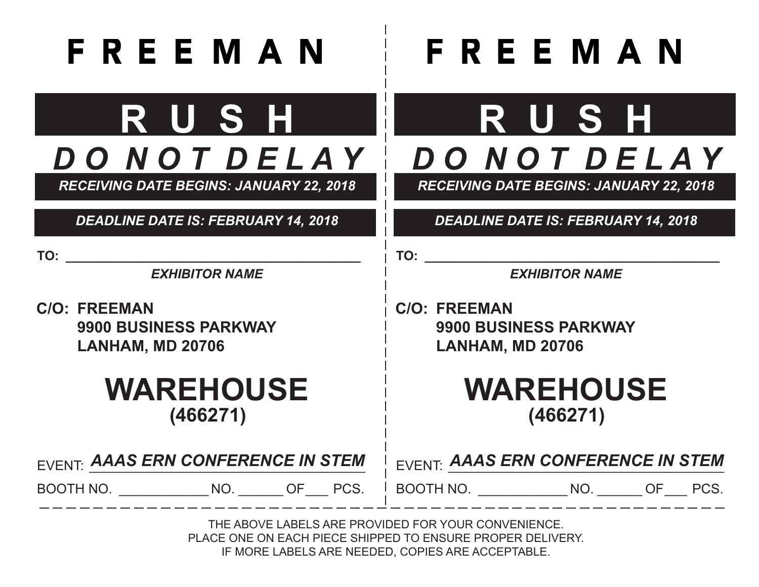# F R E E M A N

## R U S H

### *D O N O T D E L A Y*

***RECEIVING DATE BEGINS: JANUARY 22, 2018***

***DEADLINE DATE IS: FEBRUARY 14, 2018***

**TO:** ______________________________________

***EXHIBITOR NAME***

**C/O: FREEMAN**
**9900 BUSINESS PARKWAY**
**LANHAM, MD 20706**

## WAREHOUSE
**(466271)**

EVENT: ***AAAS ERN CONFERENCE IN STEM***

BOOTH NO. ____________ NO. ______ OF ___ PCS.

# F R E E M A N

## R U S H

### *D O N O T D E L A Y*

***RECEIVING DATE BEGINS: JANUARY 22, 2018***

***DEADLINE DATE IS: FEBRUARY 14, 2018***

**TO:** ______________________________________

***EXHIBITOR NAME***

**C/O: FREEMAN**
**9900 BUSINESS PARKWAY**
**LANHAM, MD 20706**

## WAREHOUSE
**(466271)**

EVENT: ***AAAS ERN CONFERENCE IN STEM***

BOOTH NO. ____________ NO. ______ OF ___ PCS.

THE ABOVE LABELS ARE PROVIDED FOR YOUR CONVENIENCE.
PLACE ONE ON EACH PIECE SHIPPED TO ENSURE PROPER DELIVERY.
IF MORE LABELS ARE NEEDED, COPIES ARE ACCEPTABLE.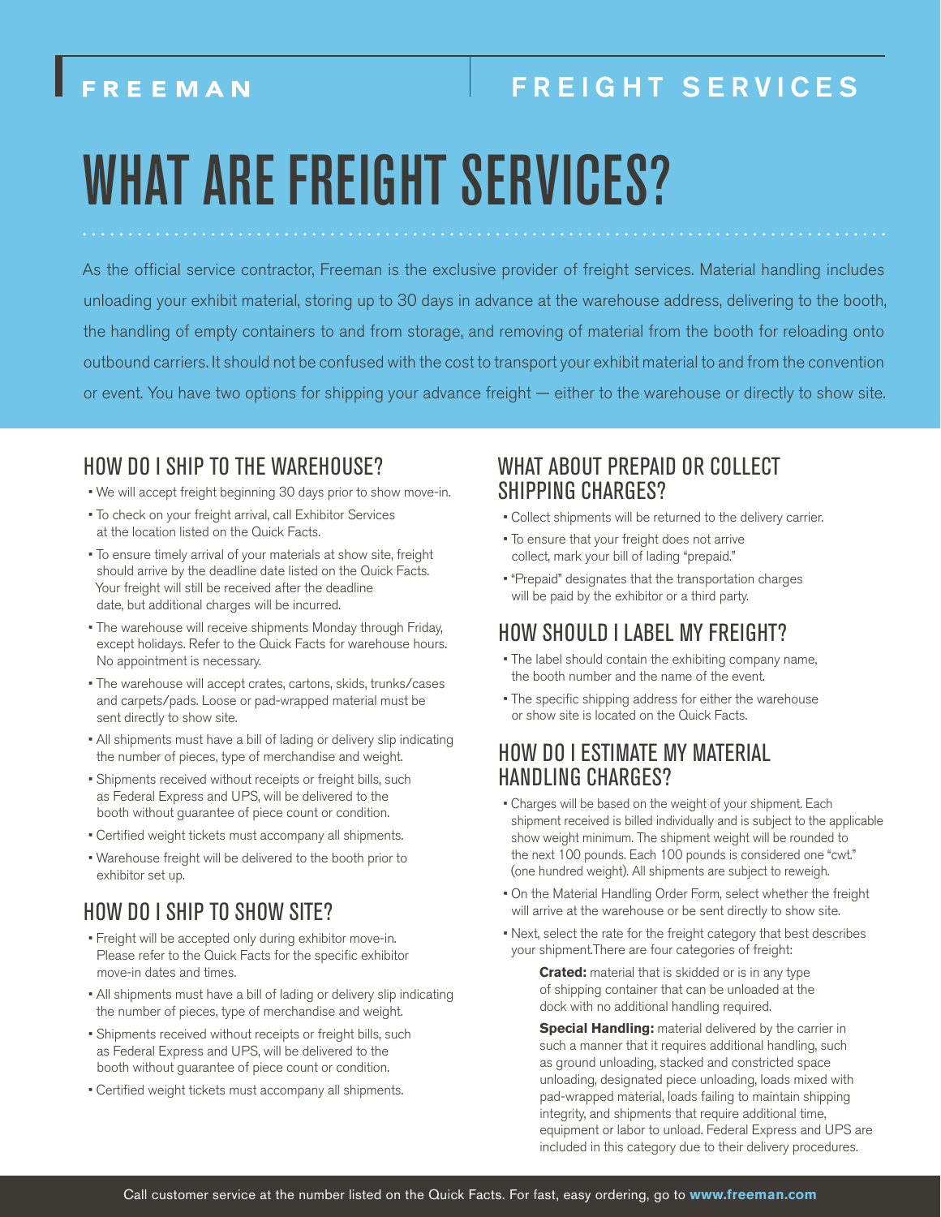FREEMAN | FREIGHT SERVICES

# WHAT ARE FREIGHT SERVICES?

As the official service contractor, Freeman is the exclusive provider of freight services. Material handling includes unloading your exhibit material, storing up to 30 days in advance at the warehouse address, delivering to the booth, the handling of empty containers to and from storage, and removing of material from the booth for reloading onto outbound carriers. It should not be confused with the cost to transport your exhibit material to and from the convention or event. You have two options for shipping your advance freight — either to the warehouse or directly to show site.

## HOW DO I SHIP TO THE WAREHOUSE?

- We will accept freight beginning 30 days prior to show move-in.
- To check on your freight arrival, call Exhibitor Services at the location listed on the Quick Facts.
- To ensure timely arrival of your materials at show site, freight should arrive by the deadline date listed on the Quick Facts. Your freight will still be received after the deadline date, but additional charges will be incurred.
- The warehouse will receive shipments Monday through Friday, except holidays. Refer to the Quick Facts for warehouse hours. No appointment is necessary.
- The warehouse will accept crates, cartons, skids, trunks/cases and carpets/pads. Loose or pad-wrapped material must be sent directly to show site.
- All shipments must have a bill of lading or delivery slip indicating the number of pieces, type of merchandise and weight.
- Shipments received without receipts or freight bills, such as Federal Express and UPS, will be delivered to the booth without guarantee of piece count or condition.
- Certified weight tickets must accompany all shipments.
- Warehouse freight will be delivered to the booth prior to exhibitor set up.

## HOW DO I SHIP TO SHOW SITE?

- Freight will be accepted only during exhibitor move-in. Please refer to the Quick Facts for the specific exhibitor move-in dates and times.
- All shipments must have a bill of lading or delivery slip indicating the number of pieces, type of merchandise and weight.
- Shipments received without receipts or freight bills, such as Federal Express and UPS, will be delivered to the booth without guarantee of piece count or condition.
- Certified weight tickets must accompany all shipments.

## WHAT ABOUT PREPAID OR COLLECT SHIPPING CHARGES?

- Collect shipments will be returned to the delivery carrier.
- To ensure that your freight does not arrive collect, mark your bill of lading "prepaid."
- "Prepaid" designates that the transportation charges will be paid by the exhibitor or a third party.

## HOW SHOULD I LABEL MY FREIGHT?

- The label should contain the exhibiting company name, the booth number and the name of the event.
- The specific shipping address for either the warehouse or show site is located on the Quick Facts.

## HOW DO I ESTIMATE MY MATERIAL HANDLING CHARGES?

- Charges will be based on the weight of your shipment. Each shipment received is billed individually and is subject to the applicable show weight minimum. The shipment weight will be rounded to the next 100 pounds. Each 100 pounds is considered one "cwt." (one hundred weight). All shipments are subject to reweigh.
- On the Material Handling Order Form, select whether the freight will arrive at the warehouse or be sent directly to show site.
- Next, select the rate for the freight category that best describes your shipment.There are four categories of freight:

  **Crated:** material that is skidded or is in any type of shipping container that can be unloaded at the dock with no additional handling required.

  **Special Handling:** material delivered by the carrier in such a manner that it requires additional handling, such as ground unloading, stacked and constricted space unloading, designated piece unloading, loads mixed with pad-wrapped material, loads failing to maintain shipping integrity, and shipments that require additional time, equipment or labor to unload. Federal Express and UPS are included in this category due to their delivery procedures.

Call customer service at the number listed on the Quick Facts. For fast, easy ordering, go to **www.freeman.com**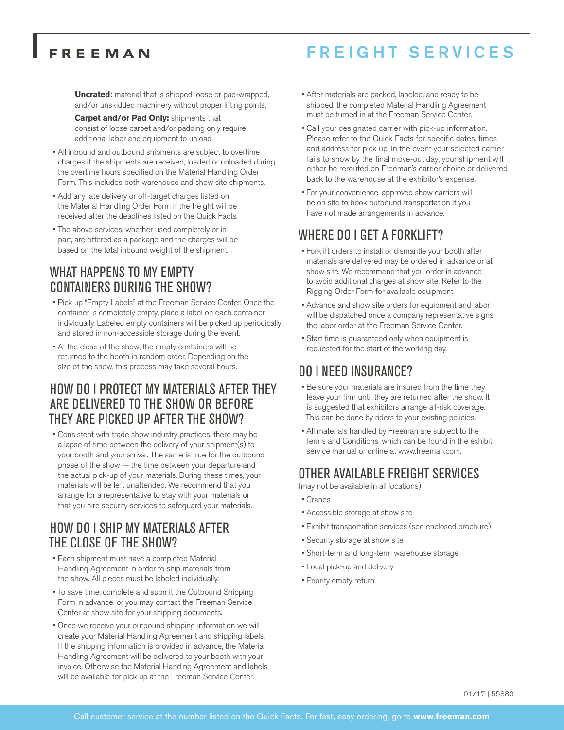**Uncrated:** material that is shipped loose or pad-wrapped, and/or unskidded machinery without proper lifting points.

**Carpet and/or Pad Only:** shipments that consist of loose carpet and/or padding only require additional labor and equipment to unload.

- All inbound and outbound shipments are subject to overtime charges if the shipments are received, loaded or unloaded during the overtime hours specified on the Material Handling Order Form. This includes both warehouse and show site shipments.
- Add any late delivery or off-target charges listed on the Material Handling Order Form if the freight will be received after the deadlines listed on the Quick Facts.
- The above services, whether used completely or in part, are offered as a package and the charges will be based on the total inbound weight of the shipment.

## WHAT HAPPENS TO MY EMPTY CONTAINERS DURING THE SHOW?

- Pick up "Empty Labels" at the Freeman Service Center. Once the container is completely empty, place a label on each container individually. Labeled empty containers will be picked up periodically and stored in non-accessible storage during the event.
- At the close of the show, the empty containers will be returned to the booth in random order. Depending on the size of the show, this process may take several hours.

## HOW DO I PROTECT MY MATERIALS AFTER THEY ARE DELIVERED TO THE SHOW OR BEFORE THEY ARE PICKED UP AFTER THE SHOW?

- Consistent with trade show industry practices, there may be a lapse of time between the delivery of your shipment(s) to your booth and your arrival. The same is true for the outbound phase of the show — the time between your departure and the actual pick-up of your materials. During these times, your materials will be left unattended. We recommend that you arrange for a representative to stay with your materials or that you hire security services to safeguard your materials.

## HOW DO I SHIP MY MATERIALS AFTER THE CLOSE OF THE SHOW?

- Each shipment must have a completed Material Handling Agreement in order to ship materials from the show. All pieces must be labeled individually.
- To save time, complete and submit the Outbound Shipping Form in advance, or you may contact the Freeman Service Center at show site for your shipping documents.
- Once we receive your outbound shipping information we will create your Material Handling Agreement and shipping labels. If the shipping information is provided in advance, the Material Handling Agreement will be delivered to your booth with your invoice. Otherwise the Material Handing Agreement and labels will be available for pick up at the Freeman Service Center.
- After materials are packed, labeled, and ready to be shipped, the completed Material Handling Agreement must be turned in at the Freeman Service Center.
- Call your designated carrier with pick-up information. Please refer to the Quick Facts for specific dates, times and address for pick up. In the event your selected carrier fails to show by the final move-out day, your shipment will either be rerouted on Freeman's carrier choice or delivered back to the warehouse at the exhibitor's expense.
- For your convenience, approved show carriers will be on site to book outbound transportation if you have not made arrangements in advance.

## WHERE DO I GET A FORKLIFT?

- Forklift orders to install or dismantle your booth after materials are delivered may be ordered in advance or at show site. We recommend that you order in advance to avoid additional charges at show site. Refer to the Rigging Order Form for available equipment.
- Advance and show site orders for equipment and labor will be dispatched once a company representative signs the labor order at the Freeman Service Center.
- Start time is guaranteed only when equipment is requested for the start of the working day.

## DO I NEED INSURANCE?

- Be sure your materials are insured from the time they leave your firm until they are returned after the show. It is suggested that exhibitors arrange all-risk coverage. This can be done by riders to your existing policies.
- All materials handled by Freeman are subject to the Terms and Conditions, which can be found in the exhibit service manual or online at www.freeman.com.

## OTHER AVAILABLE FREIGHT SERVICES

(may not be available in all locations)

- Cranes
- Accessible storage at show site
- Exhibit transportation services (see enclosed brochure)
- Security storage at show site
- Short-term and long-term warehouse storage
- Local pick-up and delivery
- Priority empty return

01/17 | 55880

Call customer service at the number listed on the Quick Facts. For fast, easy ordering, go to **www.freeman.com**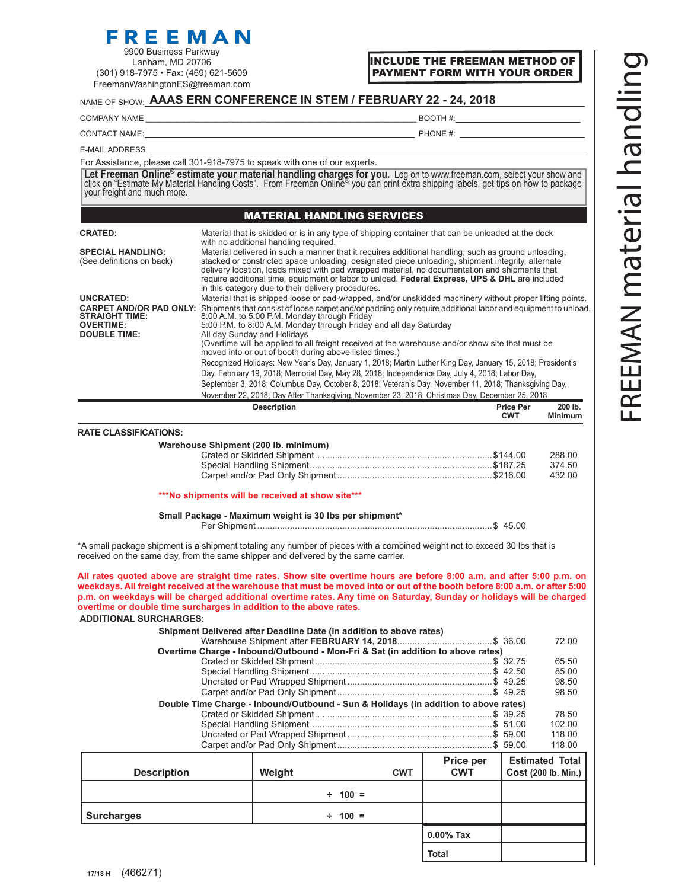# FREEMAN

9900 Business Parkway
Lanham, MD 20706
(301) 918-7975 • Fax: (469) 621-5609
FreemanWashingtonES@freeman.com

**INCLUDE THE FREEMAN METHOD OF PAYMENT FORM WITH YOUR ORDER**

FREEMAN material handling

NAME OF SHOW: **AAAS ERN CONFERENCE IN STEM / FEBRUARY 22 - 24, 2018**

COMPANY NAME ______________________________ BOOTH #: ______________

CONTACT NAME: ______________________________ PHONE #: ______________

E-MAIL ADDRESS ______________________________

For Assistance, please call 301-918-7975 to speak with one of our experts.

**Let Freeman Online® estimate your material handling charges for you.** Log on to www.freeman.com, select your show and click on "Estimate My Material Handling Costs". From Freeman Online® you can print extra shipping labels, get tips on how to package your freight and much more.

## MATERIAL HANDLING SERVICES

**CRATED:** Material that is skidded or is in any type of shipping container that can be unloaded at the dock with no additional handling required.

**SPECIAL HANDLING:** (See definitions on back) Material delivered in such a manner that it requires additional handling, such as ground unloading, stacked or constricted space unloading, designated piece unloading, shipment integrity, alternate delivery location, loads mixed with pad wrapped material, no documentation and shipments that require additional time, equipment or labor to unload. **Federal Express, UPS & DHL** are included in this category due to their delivery procedures.

**UNCRATED:** Material that is shipped loose or pad-wrapped, and/or unskidded machinery without proper lifting points.

**CARPET AND/OR PAD ONLY:** Shipments that consist of loose carpet and/or padding only require additional labor and equipment to unload.

**STRAIGHT TIME:** 8:00 A.M. to 5:00 P.M. Monday through Friday

**OVERTIME:** 5:00 P.M. to 8:00 A.M. Monday through Friday and all day Saturday

**DOUBLE TIME:** All day Sunday and Holidays

(Overtime will be applied to all freight received at the warehouse and/or show site that must be moved into or out of booth during above listed times.)

Recognized Holidays: New Year's Day, January 1, 2018; Martin Luther King Day, January 15, 2018; President's Day, February 19, 2018; Memorial Day, May 28, 2018; Independence Day, July 4, 2018; Labor Day, September 3, 2018; Columbus Day, October 8, 2018; Veteran's Day, November 11, 2018; Thanksgiving Day, November 22, 2018; Day After Thanksgiving, November 23, 2018; Christmas Day, December 25, 2018

| Description | Price Per CWT | 200 lb. Minimum |
|---|---|---|
| **RATE CLASSIFICATIONS:** | | |
| **Warehouse Shipment (200 lb. minimum)** | | |
| Crated or Skidded Shipment | $144.00 | 288.00 |
| Special Handling Shipment | $187.25 | 374.50 |
| Carpet and/or Pad Only Shipment | $216.00 | 432.00 |

*****No shipments will be received at show site*****

| **Small Package - Maximum weight is 30 lbs per shipment*** | |
|---|---|
| Per Shipment | $ 45.00 |

*A small package shipment is a shipment totaling any number of pieces with a combined weight not to exceed 30 lbs that is received on the same day, from the same shipper and delivered by the same carrier.

**All rates quoted above are straight time rates. Show site overtime hours are before 8:00 a.m. and after 5:00 p.m. on weekdays. All freight received at the warehouse that must be moved into or out of the booth before 8:00 a.m. or after 5:00 p.m. on weekdays will be charged additional overtime rates. Any time on Saturday, Sunday or holidays will be charged overtime or double time surcharges in addition to the above rates.**

**ADDITIONAL SURCHARGES:**

| Description | Price Per CWT | 200 lb. Minimum |
|---|---|---|
| **Shipment Delivered after Deadline Date (in addition to above rates)** | | |
| Warehouse Shipment after **FEBRUARY 14, 2018** | $ 36.00 | 72.00 |
| **Overtime Charge - Inbound/Outbound - Mon-Fri & Sat (in addition to above rates)** | | |
| Crated or Skidded Shipment | $ 32.75 | 65.50 |
| Special Handling Shipment | $ 42.50 | 85.00 |
| Uncrated or Pad Wrapped Shipment | $ 49.25 | 98.50 |
| Carpet and/or Pad Only Shipment | $ 49.25 | 98.50 |
| **Double Time Charge - Inbound/Outbound - Sun & Holidays (in addition to above rates)** | | |
| Crated or Skidded Shipment | $ 39.25 | 78.50 |
| Special Handling Shipment | $ 51.00 | 102.00 |
| Uncrated or Pad Wrapped Shipment | $ 59.00 | 118.00 |
| Carpet and/or Pad Only Shipment | $ 59.00 | 118.00 |

| Description | Weight | CWT | Price per CWT | Estimated Total Cost (200 lb. Min.) |
|---|---|---|---|---|
| | ÷ 100 = | | | |
| **Surcharges** | ÷ 100 = | | | |
| | | | 0.00% Tax | |
| | | | Total | |

17/18 H (466271)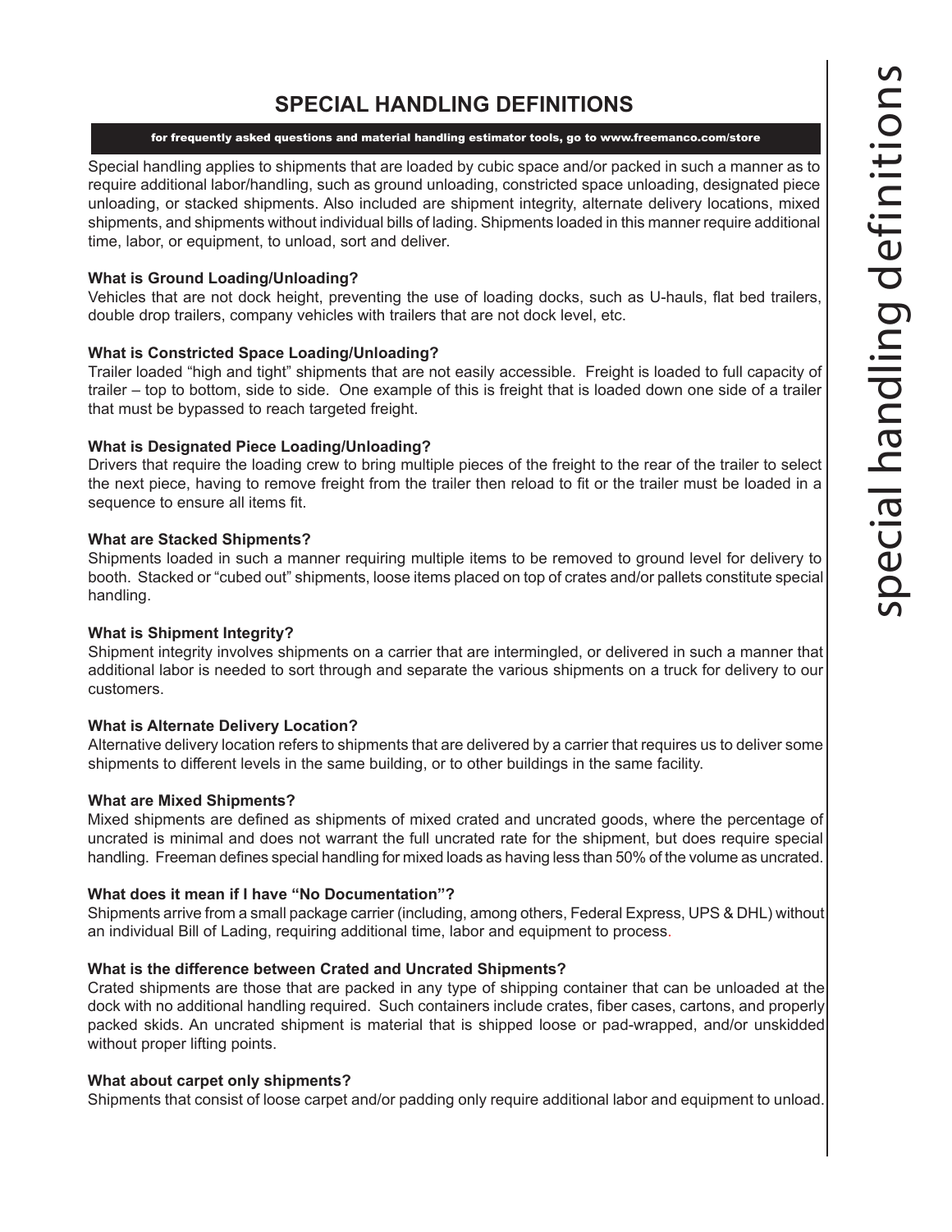# SPECIAL HANDLING DEFINITIONS

**for frequently asked questions and material handling estimator tools, go to www.freemanco.com/store**

Special handling applies to shipments that are loaded by cubic space and/or packed in such a manner as to require additional labor/handling, such as ground unloading, constricted space unloading, designated piece unloading, or stacked shipments. Also included are shipment integrity, alternate delivery locations, mixed shipments, and shipments without individual bills of lading. Shipments loaded in this manner require additional time, labor, or equipment, to unload, sort and deliver.

**What is Ground Loading/Unloading?**
Vehicles that are not dock height, preventing the use of loading docks, such as U-hauls, flat bed trailers, double drop trailers, company vehicles with trailers that are not dock level, etc.

**What is Constricted Space Loading/Unloading?**
Trailer loaded "high and tight" shipments that are not easily accessible. Freight is loaded to full capacity of trailer – top to bottom, side to side. One example of this is freight that is loaded down one side of a trailer that must be bypassed to reach targeted freight.

**What is Designated Piece Loading/Unloading?**
Drivers that require the loading crew to bring multiple pieces of the freight to the rear of the trailer to select the next piece, having to remove freight from the trailer then reload to fit or the trailer must be loaded in a sequence to ensure all items fit.

**What are Stacked Shipments?**
Shipments loaded in such a manner requiring multiple items to be removed to ground level for delivery to booth. Stacked or "cubed out" shipments, loose items placed on top of crates and/or pallets constitute special handling.

**What is Shipment Integrity?**
Shipment integrity involves shipments on a carrier that are intermingled, or delivered in such a manner that additional labor is needed to sort through and separate the various shipments on a truck for delivery to our customers.

**What is Alternate Delivery Location?**
Alternative delivery location refers to shipments that are delivered by a carrier that requires us to deliver some shipments to different levels in the same building, or to other buildings in the same facility.

**What are Mixed Shipments?**
Mixed shipments are defined as shipments of mixed crated and uncrated goods, where the percentage of uncrated is minimal and does not warrant the full uncrated rate for the shipment, but does require special handling. Freeman defines special handling for mixed loads as having less than 50% of the volume as uncrated.

**What does it mean if I have "No Documentation"?**
Shipments arrive from a small package carrier (including, among others, Federal Express, UPS & DHL) without an individual Bill of Lading, requiring additional time, labor and equipment to process.

**What is the difference between Crated and Uncrated Shipments?**
Crated shipments are those that are packed in any type of shipping container that can be unloaded at the dock with no additional handling required. Such containers include crates, fiber cases, cartons, and properly packed skids. An uncrated shipment is material that is shipped loose or pad-wrapped, and/or unskidded without proper lifting points.

**What about carpet only shipments?**
Shipments that consist of loose carpet and/or padding only require additional labor and equipment to unload.

special handling definitions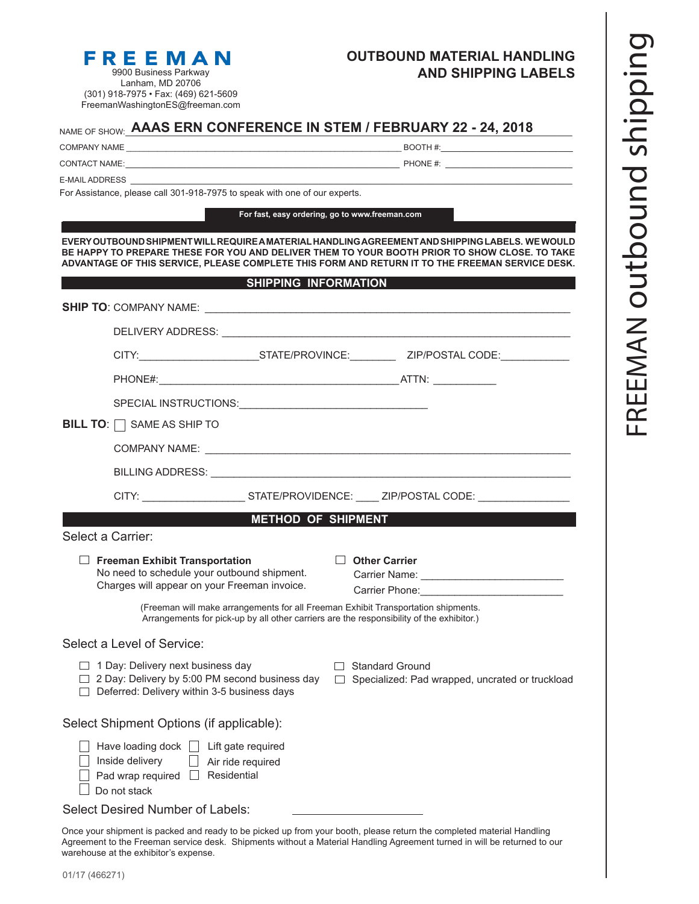**FREEMAN**
9900 Business Parkway
Lanham, MD 20706
(301) 918-7975 • Fax: (469) 621-5609
FreemanWashingtonES@freeman.com

# OUTBOUND MATERIAL HANDLING AND SHIPPING LABELS

FREEMAN outbound shipping

NAME OF SHOW: **AAAS ERN CONFERENCE IN STEM / FEBRUARY 22 - 24, 2018**

COMPANY NAME ____________________ BOOTH #: ____________

CONTACT NAME: ____________________ PHONE #: ____________

E-MAIL ADDRESS ____________________

For Assistance, please call 301-918-7975 to speak with one of our experts.

**For fast, easy ordering, go to www.freeman.com**

**EVERY OUTBOUND SHIPMENT WILL REQUIRE A MATERIAL HANDLING AGREEMENT AND SHIPPING LABELS. WE WOULD BE HAPPY TO PREPARE THESE FOR YOU AND DELIVER THEM TO YOUR BOOTH PRIOR TO SHOW CLOSE. TO TAKE ADVANTAGE OF THIS SERVICE, PLEASE COMPLETE THIS FORM AND RETURN IT TO THE FREEMAN SERVICE DESK.**

## SHIPPING INFORMATION

**SHIP TO**: COMPANY NAME: ____________________

DELIVERY ADDRESS: ____________________

CITY: ____________ STATE/PROVINCE: ________ ZIP/POSTAL CODE: ____________

PHONE#: ____________________ ATTN: ____________

SPECIAL INSTRUCTIONS: ____________________

**BILL TO**: ☐ SAME AS SHIP TO

COMPANY NAME: ____________________

BILLING ADDRESS: ____________________

CITY: ____________ STATE/PROVIDENCE: ____ ZIP/POSTAL CODE: ____________

## METHOD OF SHIPMENT

Select a Carrier:

☐ **Freeman Exhibit Transportation**
No need to schedule your outbound shipment.
Charges will appear on your Freeman invoice.

☐ **Other Carrier**
Carrier Name: ____________________
Carrier Phone: ____________________

(Freeman will make arrangements for all Freeman Exhibit Transportation shipments. Arrangements for pick-up by all other carriers are the responsibility of the exhibitor.)

Select a Level of Service:

☐ 1 Day: Delivery next business day
☐ 2 Day: Delivery by 5:00 PM second business day
☐ Deferred: Delivery within 3-5 business days
☐ Standard Ground
☐ Specialized: Pad wrapped, uncrated or truckload

Select Shipment Options (if applicable):

☐ Have loading dock
☐ Inside delivery
☐ Pad wrap required
☐ Do not stack
☐ Lift gate required
☐ Air ride required
☐ Residential

Select Desired Number of Labels: ____________

Once your shipment is packed and ready to be picked up from your booth, please return the completed material Handling Agreement to the Freeman service desk. Shipments without a Material Handling Agreement turned in will be returned to our warehouse at the exhibitor's expense.

01/17 (466271)